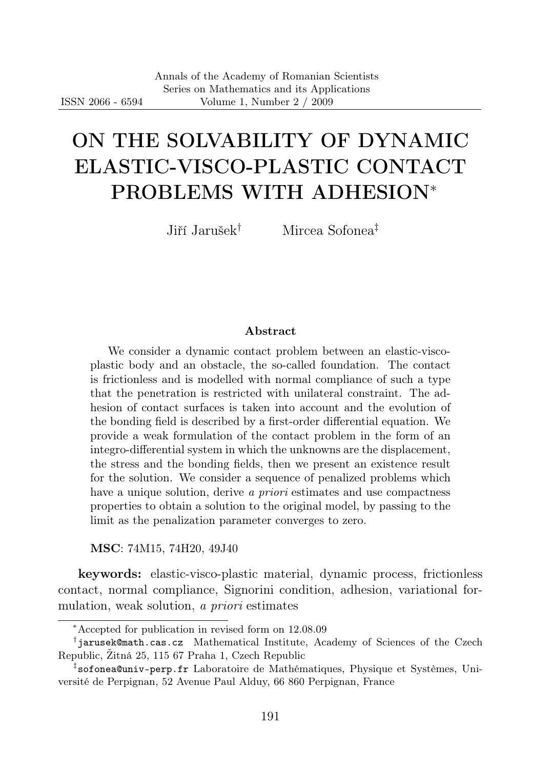# ON THE SOLVABILITY OF DYNAMIC ELASTIC-VISCO-PLASTIC CONTACT PROBLEMS WITH ADHESION[*]

Jiří Jarušek[†] Mircea Sofonea[‡]

### Abstract

We consider a dynamic contact problem between an elastic-visco-plastic body and an obstacle, the so-called foundation. The contact is frictionless and is modelled with normal compliance of such a type that the penetration is restricted with unilateral constraint. The adhesion of contact surfaces is taken into account and the evolution of the bonding field is described by a first-order differential equation. We provide a weak formulation of the contact problem in the form of an integro-differential system in which the unknowns are the displacement, the stress and the bonding fields, then we present an existence result for the solution. We consider a sequence of penalized problems which have a unique solution, derive *a priori* estimates and use compactness properties to obtain a solution to the original model, by passing to the limit as the penalization parameter converges to zero.

**MSC**: 74M15, 74H20, 49J40

**keywords:** elastic-visco-plastic material, dynamic process, frictionless contact, normal compliance, Signorini condition, adhesion, variational formulation, weak solution, *a priori* estimates

---

[*]Accepted for publication in revised form on 12.08.09

[†]`jarusek@math.cas.cz` Mathematical Institute, Academy of Sciences of the Czech Republic, Žitná 25, 115 67 Praha 1, Czech Republic

[‡]`sofonea@univ-perp.fr` Laboratoire de Mathématiques, Physique et Systèmes, Université de Perpignan, 52 Avenue Paul Alduy, 66 860 Perpignan, France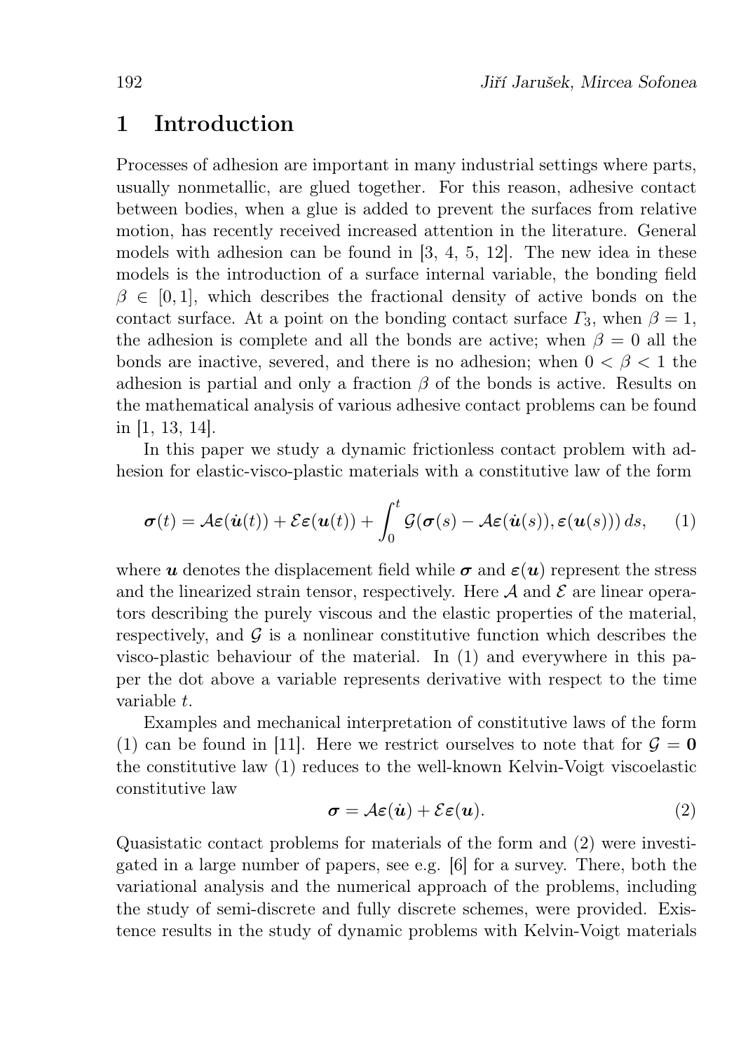## 1 Introduction

Processes of adhesion are important in many industrial settings where parts, usually nonmetallic, are glued together. For this reason, adhesive contact between bodies, when a glue is added to prevent the surfaces from relative motion, has recently received increased attention in the literature. General models with adhesion can be found in [3, 4, 5, 12]. The new idea in these models is the introduction of a surface internal variable, the bonding field $\beta \in [0, 1]$, which describes the fractional density of active bonds on the contact surface. At a point on the bonding contact surface $\Gamma_3$, when $\beta = 1$, the adhesion is complete and all the bonds are active; when $\beta = 0$ all the bonds are inactive, severed, and there is no adhesion; when $0 < \beta < 1$ the adhesion is partial and only a fraction $\beta$ of the bonds is active. Results on the mathematical analysis of various adhesive contact problems can be found in [1, 13, 14].

In this paper we study a dynamic frictionless contact problem with adhesion for elastic-visco-plastic materials with a constitutive law of the form

$$\boldsymbol{\sigma}(t) = \mathcal{A}\boldsymbol{\varepsilon}(\dot{\boldsymbol{u}}(t)) + \mathcal{E}\boldsymbol{\varepsilon}(\boldsymbol{u}(t)) + \int_0^t \mathcal{G}(\boldsymbol{\sigma}(s) - \mathcal{A}\boldsymbol{\varepsilon}(\dot{\boldsymbol{u}}(s)), \boldsymbol{\varepsilon}(\boldsymbol{u}(s)))\, ds, \qquad (1)$$

where $\boldsymbol{u}$ denotes the displacement field while $\boldsymbol{\sigma}$ and $\boldsymbol{\varepsilon}(\boldsymbol{u})$ represent the stress and the linearized strain tensor, respectively. Here $\mathcal{A}$ and $\mathcal{E}$ are linear operators describing the purely viscous and the elastic properties of the material, respectively, and $\mathcal{G}$ is a nonlinear constitutive function which describes the visco-plastic behaviour of the material. In (1) and everywhere in this paper the dot above a variable represents derivative with respect to the time variable $t$.

Examples and mechanical interpretation of constitutive laws of the form (1) can be found in [11]. Here we restrict ourselves to note that for $\mathcal{G} = \boldsymbol{0}$ the constitutive law (1) reduces to the well-known Kelvin-Voigt viscoelastic constitutive law

$$\boldsymbol{\sigma} = \mathcal{A}\boldsymbol{\varepsilon}(\dot{\boldsymbol{u}}) + \mathcal{E}\boldsymbol{\varepsilon}(\boldsymbol{u}). \qquad (2)$$

Quasistatic contact problems for materials of the form and (2) were investigated in a large number of papers, see e.g. [6] for a survey. There, both the variational analysis and the numerical approach of the problems, including the study of semi-discrete and fully discrete schemes, were provided. Existence results in the study of dynamic problems with Kelvin-Voigt materials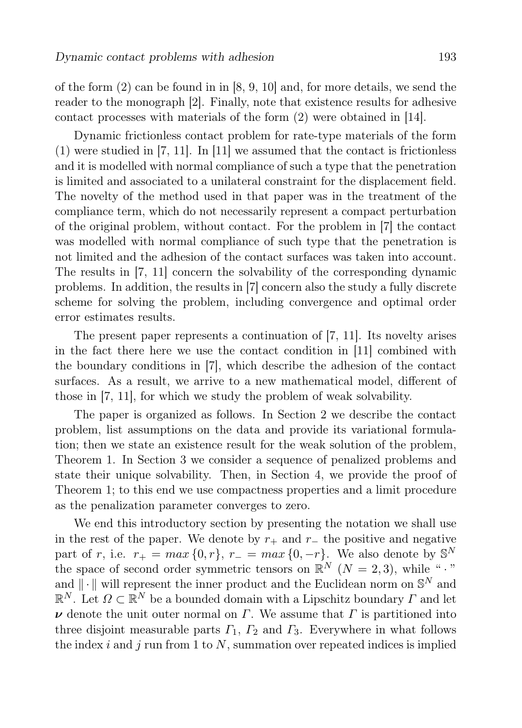of the form (2) can be found in in [8, 9, 10] and, for more details, we send the reader to the monograph [2]. Finally, note that existence results for adhesive contact processes with materials of the form (2) were obtained in [14].

Dynamic frictionless contact problem for rate-type materials of the form (1) were studied in [7, 11]. In [11] we assumed that the contact is frictionless and it is modelled with normal compliance of such a type that the penetration is limited and associated to a unilateral constraint for the displacement field. The novelty of the method used in that paper was in the treatment of the compliance term, which do not necessarily represent a compact perturbation of the original problem, without contact. For the problem in [7] the contact was modelled with normal compliance of such type that the penetration is not limited and the adhesion of the contact surfaces was taken into account. The results in [7, 11] concern the solvability of the corresponding dynamic problems. In addition, the results in [7] concern also the study a fully discrete scheme for solving the problem, including convergence and optimal order error estimates results.

The present paper represents a continuation of [7, 11]. Its novelty arises in the fact there here we use the contact condition in [11] combined with the boundary conditions in [7], which describe the adhesion of the contact surfaces. As a result, we arrive to a new mathematical model, different of those in [7, 11], for which we study the problem of weak solvability.

The paper is organized as follows. In Section 2 we describe the contact problem, list assumptions on the data and provide its variational formulation; then we state an existence result for the weak solution of the problem, Theorem 1. In Section 3 we consider a sequence of penalized problems and state their unique solvability. Then, in Section 4, we provide the proof of Theorem 1; to this end we use compactness properties and a limit procedure as the penalization parameter converges to zero.

We end this introductory section by presenting the notation we shall use in the rest of the paper. We denote by $r_+$ and $r_-$ the positive and negative part of $r$, i.e. $r_+ = max\,\{0, r\}$, $r_- = max\,\{0, -r\}$. We also denote by $\mathbb{S}^N$ the space of second order symmetric tensors on $\mathbb{R}^N$ ($N = 2, 3$), while " $\cdot$ " and $\|\cdot\|$ will represent the inner product and the Euclidean norm on $\mathbb{S}^N$ and $\mathbb{R}^N$. Let $\Omega \subset \mathbb{R}^N$ be a bounded domain with a Lipschitz boundary $\Gamma$ and let $\boldsymbol{\nu}$ denote the unit outer normal on $\Gamma$. We assume that $\Gamma$ is partitioned into three disjoint measurable parts $\Gamma_1$, $\Gamma_2$ and $\Gamma_3$. Everywhere in what follows the index $i$ and $j$ run from 1 to $N$, summation over repeated indices is implied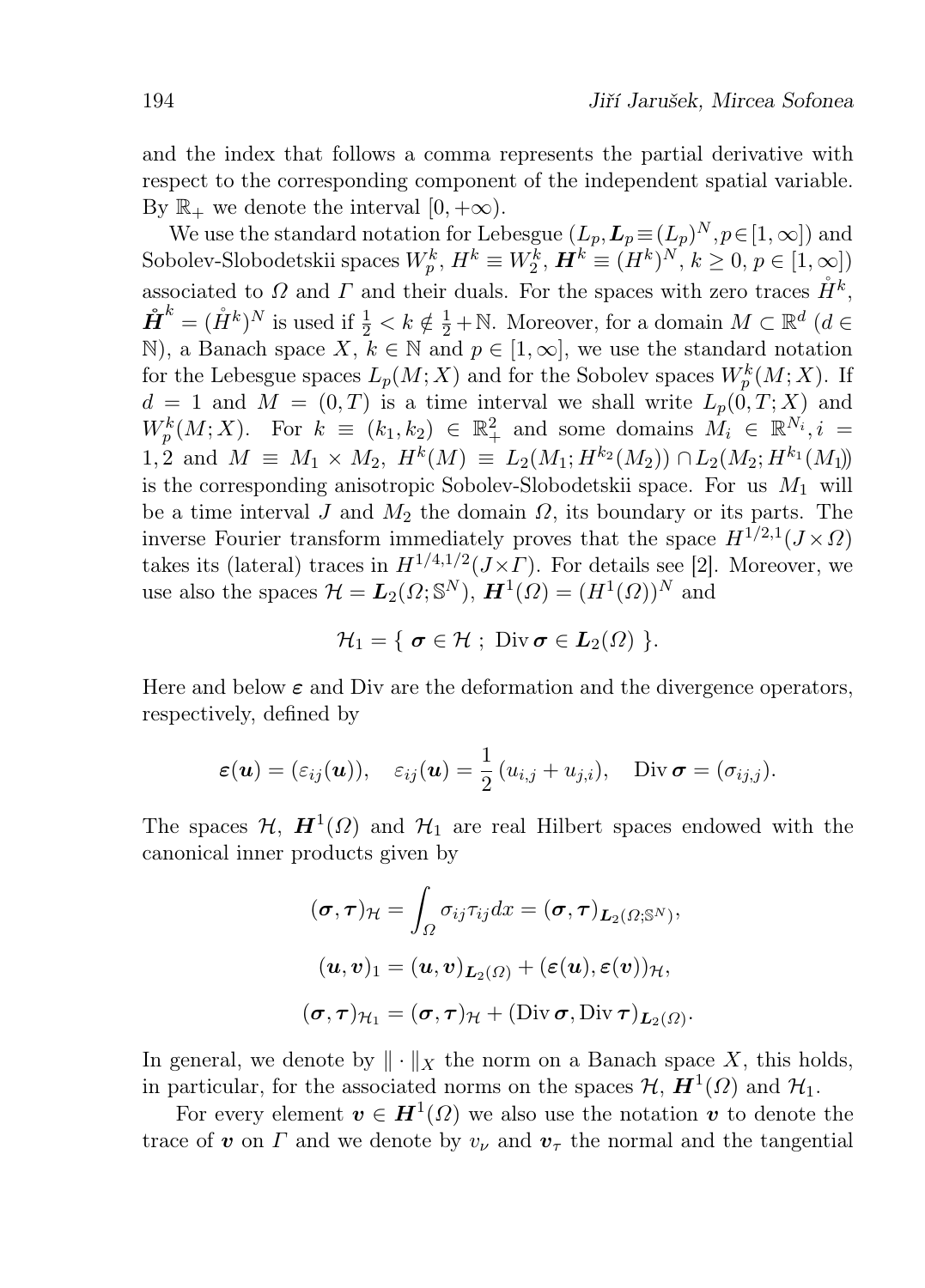and the index that follows a comma represents the partial derivative with respect to the corresponding component of the independent spatial variable. By $\mathbb{R}_+$ we denote the interval $[0, +\infty)$.

We use the standard notation for Lebesgue ($L_p, \boldsymbol{L}_p \equiv (L_p)^N, p \in [1,\infty]$) and Sobolev-Slobodetskii spaces $W_p^k$, $H^k \equiv W_2^k$, $\boldsymbol{H}^k \equiv (H^k)^N$, $k \geq 0$, $p \in [1,\infty]$) associated to $\Omega$ and $\Gamma$ and their duals. For the spaces with zero traces $\mathring{H}^k$, $\mathring{\boldsymbol{H}}^k = (\mathring{H}^k)^N$ is used if $\frac{1}{2} < k \notin \frac{1}{2} + \mathbb{N}$. Moreover, for a domain $M \subset \mathbb{R}^d$ ($d \in \mathbb{N}$), a Banach space $X$, $k \in \mathbb{N}$ and $p \in [1,\infty]$, we use the standard notation for the Lebesgue spaces $L_p(M;X)$ and for the Sobolev spaces $W_p^k(M;X)$. If $d = 1$ and $M = (0,T)$ is a time interval we shall write $L_p(0,T;X)$ and $W_p^k(M;X)$. For $k \equiv (k_1, k_2) \in \mathbb{R}_+^2$ and some domains $M_i \in \mathbb{R}^{N_i}, i = 1,2$ and $M \equiv M_1 \times M_2$, $H^k(M) \equiv L_2(M_1; H^{k_2}(M_2)) \cap L_2(M_2; H^{k_1}(M_1))$ is the corresponding anisotropic Sobolev-Slobodetskii space. For us $M_1$ will be a time interval $J$ and $M_2$ the domain $\Omega$, its boundary or its parts. The inverse Fourier transform immediately proves that the space $H^{1/2,1}(J \times \Omega)$ takes its (lateral) traces in $H^{1/4,1/2}(J \times \Gamma)$. For details see [2]. Moreover, we use also the spaces $\mathcal{H} = \boldsymbol{L}_2(\Omega; \mathbb{S}^N)$, $\boldsymbol{H}^1(\Omega) = (H^1(\Omega))^N$ and

$$\mathcal{H}_1 = \{\ \boldsymbol{\sigma} \in \mathcal{H}\ ;\ \operatorname{Div} \boldsymbol{\sigma} \in \boldsymbol{L}_2(\Omega)\ \}.$$

Here and below $\boldsymbol{\varepsilon}$ and Div are the deformation and the divergence operators, respectively, defined by

$$\boldsymbol{\varepsilon}(\boldsymbol{u}) = (\varepsilon_{ij}(\boldsymbol{u})), \quad \varepsilon_{ij}(\boldsymbol{u}) = \frac{1}{2}(u_{i,j} + u_{j,i}), \quad \operatorname{Div} \boldsymbol{\sigma} = (\sigma_{ij,j}).$$

The spaces $\mathcal{H}$, $\boldsymbol{H}^1(\Omega)$ and $\mathcal{H}_1$ are real Hilbert spaces endowed with the canonical inner products given by

$$(\boldsymbol{\sigma}, \boldsymbol{\tau})_{\mathcal{H}} = \int_{\Omega} \sigma_{ij} \tau_{ij} dx = (\boldsymbol{\sigma}, \boldsymbol{\tau})_{\boldsymbol{L}_2(\Omega; \mathbb{S}^N)},$$

$$(\boldsymbol{u}, \boldsymbol{v})_1 = (\boldsymbol{u}, \boldsymbol{v})_{\boldsymbol{L}_2(\Omega)} + (\boldsymbol{\varepsilon}(\boldsymbol{u}), \boldsymbol{\varepsilon}(\boldsymbol{v}))_{\mathcal{H}},$$

$$(\boldsymbol{\sigma}, \boldsymbol{\tau})_{\mathcal{H}_1} = (\boldsymbol{\sigma}, \boldsymbol{\tau})_{\mathcal{H}} + (\operatorname{Div} \boldsymbol{\sigma}, \operatorname{Div} \boldsymbol{\tau})_{\boldsymbol{L}_2(\Omega)}.$$

In general, we denote by $\| \cdot \|_X$ the norm on a Banach space $X$, this holds, in particular, for the associated norms on the spaces $\mathcal{H}$, $\boldsymbol{H}^1(\Omega)$ and $\mathcal{H}_1$.

For every element $\boldsymbol{v} \in \boldsymbol{H}^1(\Omega)$ we also use the notation $\boldsymbol{v}$ to denote the trace of $\boldsymbol{v}$ on $\Gamma$ and we denote by $v_\nu$ and $\boldsymbol{v}_\tau$ the normal and the tangential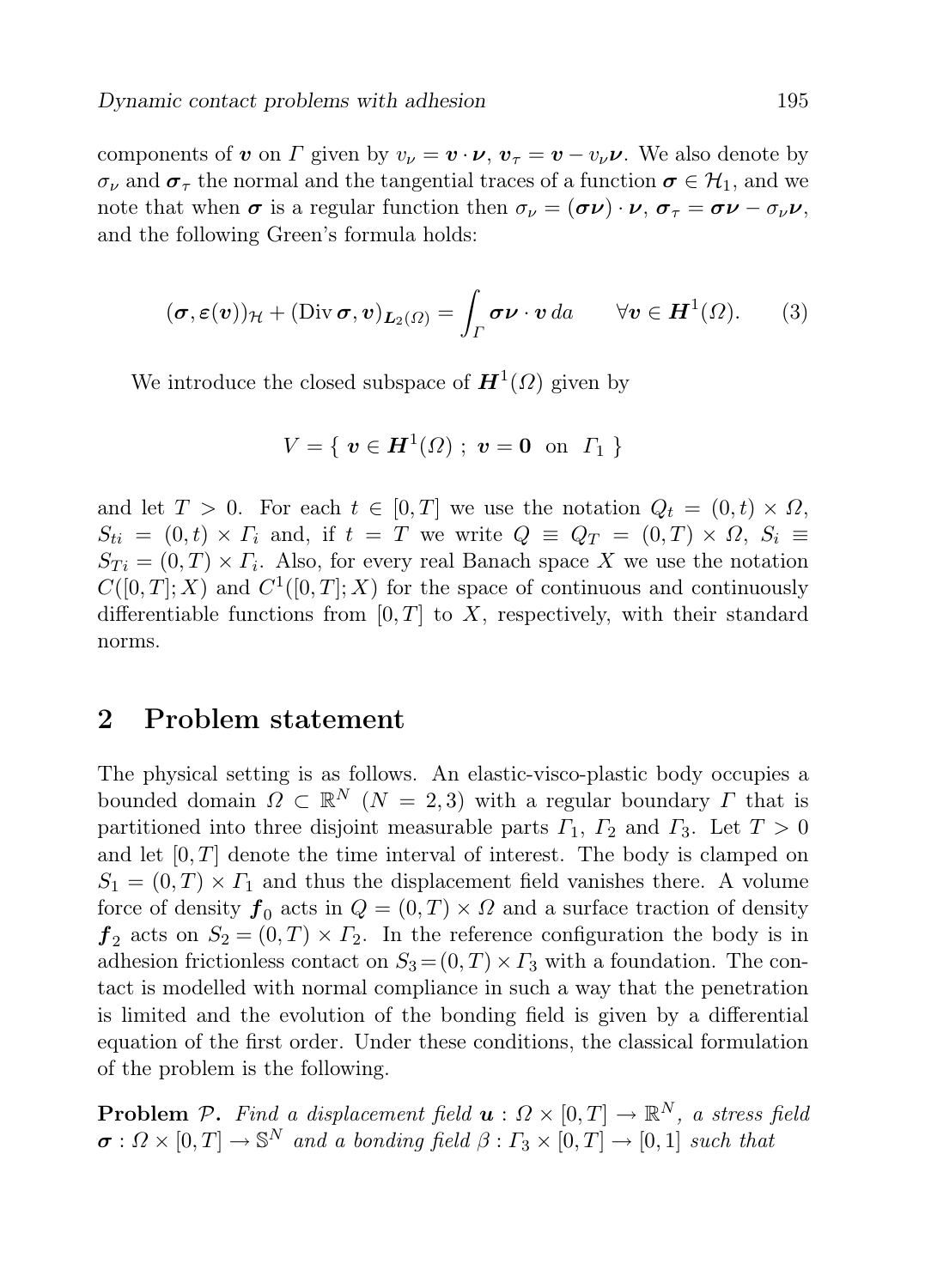components of $\boldsymbol{v}$ on $\Gamma$ given by $v_\nu = \boldsymbol{v} \cdot \boldsymbol{\nu}$, $\boldsymbol{v}_\tau = \boldsymbol{v} - v_\nu \boldsymbol{\nu}$. We also denote by $\sigma_\nu$ and $\boldsymbol{\sigma}_\tau$ the normal and the tangential traces of a function $\boldsymbol{\sigma} \in \mathcal{H}_1$, and we note that when $\boldsymbol{\sigma}$ is a regular function then $\sigma_\nu = (\boldsymbol{\sigma}\boldsymbol{\nu}) \cdot \boldsymbol{\nu}$, $\boldsymbol{\sigma}_\tau = \boldsymbol{\sigma}\boldsymbol{\nu} - \sigma_\nu \boldsymbol{\nu}$, and the following Green's formula holds:

$$
(\boldsymbol{\sigma}, \boldsymbol{\varepsilon}(\boldsymbol{v}))_{\mathcal{H}} + (\mathrm{Div}\, \boldsymbol{\sigma}, \boldsymbol{v})_{\boldsymbol{L}_2(\Omega)} = \int_\Gamma \boldsymbol{\sigma}\boldsymbol{\nu} \cdot \boldsymbol{v} \, da \qquad \forall \boldsymbol{v} \in \boldsymbol{H}^1(\Omega). \tag{3}
$$

We introduce the closed subspace of $\boldsymbol{H}^1(\Omega)$ given by

$$
V = \{ \ \boldsymbol{v} \in \boldsymbol{H}^1(\Omega) \ ; \ \boldsymbol{v} = \boldsymbol{0} \ \text{ on } \ \Gamma_1 \ \}
$$

and let $T > 0$. For each $t \in [0, T]$ we use the notation $Q_t = (0, t) \times \Omega$, $S_{ti} = (0, t) \times \Gamma_i$ and, if $t = T$ we write $Q \equiv Q_T = (0, T) \times \Omega$, $S_i \equiv S_{Ti} = (0, T) \times \Gamma_i$. Also, for every real Banach space $X$ we use the notation $C([0, T]; X)$ and $C^1([0, T]; X)$ for the space of continuous and continuously differentiable functions from $[0, T]$ to $X$, respectively, with their standard norms.

## 2 Problem statement

The physical setting is as follows. An elastic-visco-plastic body occupies a bounded domain $\Omega \subset \mathbb{R}^N$ ($N = 2, 3$) with a regular boundary $\Gamma$ that is partitioned into three disjoint measurable parts $\Gamma_1$, $\Gamma_2$ and $\Gamma_3$. Let $T > 0$ and let $[0, T]$ denote the time interval of interest. The body is clamped on $S_1 = (0, T) \times \Gamma_1$ and thus the displacement field vanishes there. A volume force of density $\boldsymbol{f}_0$ acts in $Q = (0, T) \times \Omega$ and a surface traction of density $\boldsymbol{f}_2$ acts on $S_2 = (0, T) \times \Gamma_2$. In the reference configuration the body is in adhesion frictionless contact on $S_3 = (0, T) \times \Gamma_3$ with a foundation. The contact is modelled with normal compliance in such a way that the penetration is limited and the evolution of the bonding field is given by a differential equation of the first order. Under these conditions, the classical formulation of the problem is the following.

**Problem $\mathcal{P}$.** *Find a displacement field $\boldsymbol{u} : \Omega \times [0, T] \to \mathbb{R}^N$, a stress field $\boldsymbol{\sigma} : \Omega \times [0, T] \to \mathbb{S}^N$ and a bonding field $\beta : \Gamma_3 \times [0, T] \to [0, 1]$ such that*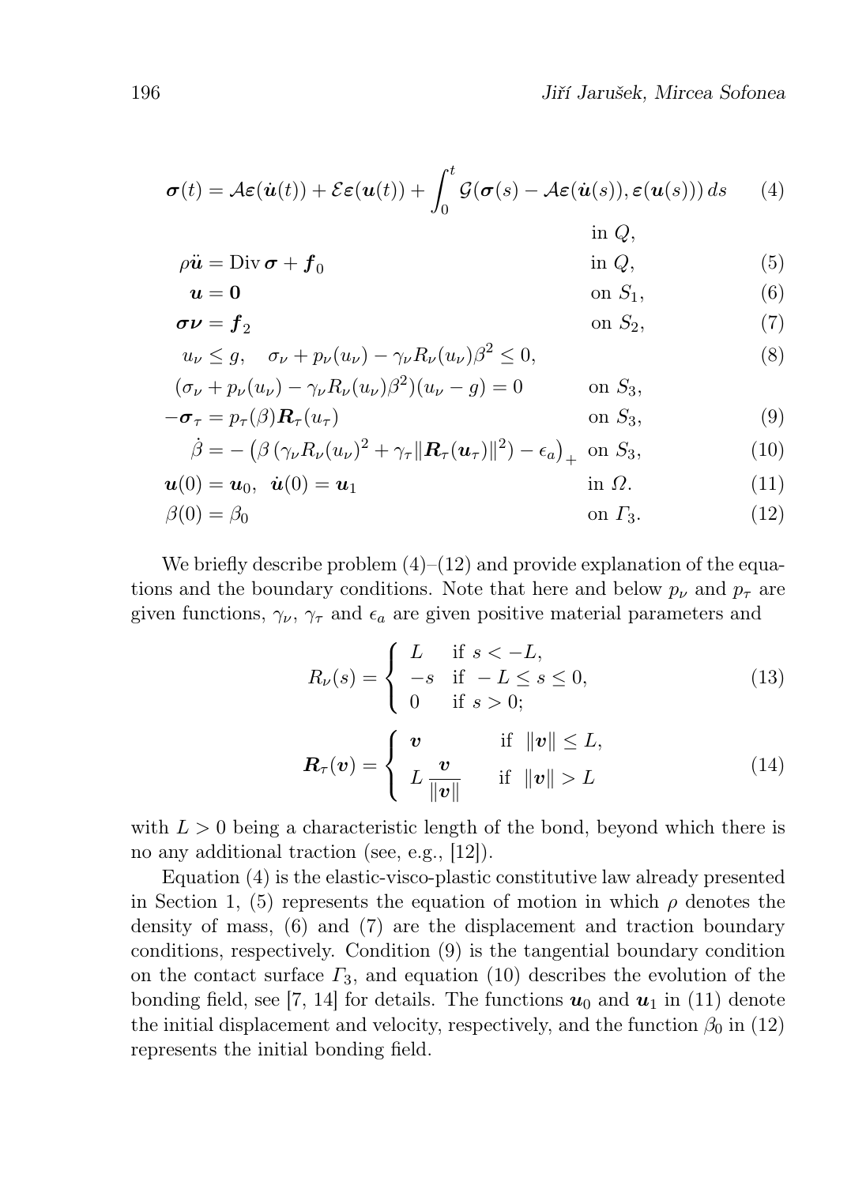$$\boldsymbol{\sigma}(t) = \mathcal{A}\boldsymbol{\varepsilon}(\dot{\boldsymbol{u}}(t)) + \mathcal{E}\boldsymbol{\varepsilon}(\boldsymbol{u}(t)) + \int_0^t \mathcal{G}(\boldsymbol{\sigma}(s) - \mathcal{A}\boldsymbol{\varepsilon}(\dot{\boldsymbol{u}}(s)), \boldsymbol{\varepsilon}(\boldsymbol{u}(s)))\, ds \quad \text{in } Q, \tag{4}$$

$$\rho\ddot{\boldsymbol{u}} = \operatorname{Div}\boldsymbol{\sigma} + \boldsymbol{f}_0 \quad \text{in } Q, \tag{5}$$

$$\boldsymbol{u} = \boldsymbol{0} \quad \text{on } S_1, \tag{6}$$

$$\boldsymbol{\sigma\nu} = \boldsymbol{f}_2 \quad \text{on } S_2, \tag{7}$$

$$\begin{aligned} &u_\nu \le g, \quad \sigma_\nu + p_\nu(u_\nu) - \gamma_\nu R_\nu(u_\nu)\beta^2 \le 0, \\ &(\sigma_\nu + p_\nu(u_\nu) - \gamma_\nu R_\nu(u_\nu)\beta^2)(u_\nu - g) = 0 \quad \text{on } S_3, \end{aligned} \tag{8}$$

$$-\boldsymbol{\sigma}_\tau = p_\tau(\beta)\boldsymbol{R}_\tau(\boldsymbol{u}_\tau) \quad \text{on } S_3, \tag{9}$$

$$\dot{\beta} = -\left(\beta\left(\gamma_\nu R_\nu(u_\nu)^2 + \gamma_\tau\|\boldsymbol{R}_\tau(\boldsymbol{u}_\tau)\|^2\right) - \epsilon_a\right)_+ \quad \text{on } S_3, \tag{10}$$

$$\boldsymbol{u}(0) = \boldsymbol{u}_0, \ \ \dot{\boldsymbol{u}}(0) = \boldsymbol{u}_1 \quad \text{in } \Omega. \tag{11}$$

$$\beta(0) = \beta_0 \quad \text{on } \Gamma_3. \tag{12}$$

We briefly describe problem (4)–(12) and provide explanation of the equations and the boundary conditions. Note that here and below $p_\nu$ and $p_\tau$ are given functions, $\gamma_\nu$, $\gamma_\tau$ and $\epsilon_a$ are given positive material parameters and

$$R_\nu(s) = \begin{cases} L & \text{if } s < -L, \\ -s & \text{if } -L \le s \le 0, \\ 0 & \text{if } s > 0; \end{cases} \tag{13}$$

$$\boldsymbol{R}_\tau(\boldsymbol{v}) = \begin{cases} \boldsymbol{v} & \text{if } \|\boldsymbol{v}\| \le L, \\ L\,\dfrac{\boldsymbol{v}}{\|\boldsymbol{v}\|} & \text{if } \|\boldsymbol{v}\| > L \end{cases} \tag{14}$$

with $L > 0$ being a characteristic length of the bond, beyond which there is no any additional traction (see, e.g., [12]).

Equation (4) is the elastic-visco-plastic constitutive law already presented in Section 1, (5) represents the equation of motion in which $\rho$ denotes the density of mass, (6) and (7) are the displacement and traction boundary conditions, respectively. Condition (9) is the tangential boundary condition on the contact surface $\Gamma_3$, and equation (10) describes the evolution of the bonding field, see [7, 14] for details. The functions $\boldsymbol{u}_0$ and $\boldsymbol{u}_1$ in (11) denote the initial displacement and velocity, respectively, and the function $\beta_0$ in (12) represents the initial bonding field.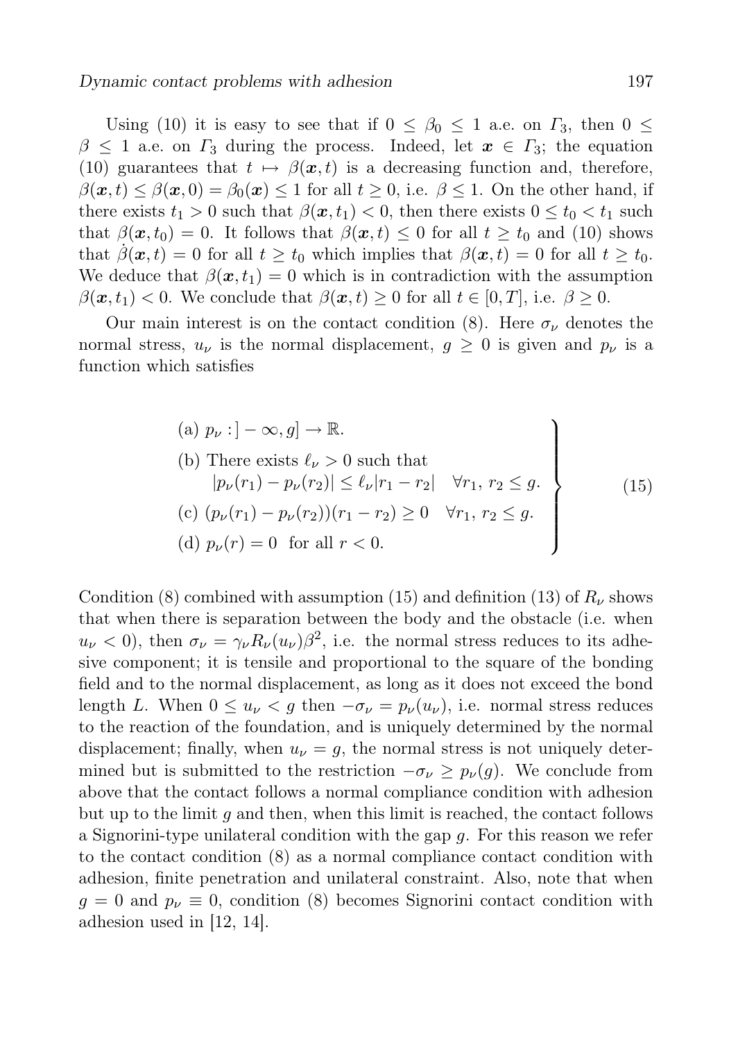Using (10) it is easy to see that if $0 \leq \beta_0 \leq 1$ a.e. on $\Gamma_3$, then $0 \leq \beta \leq 1$ a.e. on $\Gamma_3$ during the process. Indeed, let $\boldsymbol{x} \in \Gamma_3$; the equation (10) guarantees that $t \mapsto \beta(\boldsymbol{x}, t)$ is a decreasing function and, therefore, $\beta(\boldsymbol{x}, t) \leq \beta(\boldsymbol{x}, 0) = \beta_0(\boldsymbol{x}) \leq 1$ for all $t \geq 0$, i.e. $\beta \leq 1$. On the other hand, if there exists $t_1 > 0$ such that $\beta(\boldsymbol{x}, t_1) < 0$, then there exists $0 \leq t_0 < t_1$ such that $\beta(\boldsymbol{x}, t_0) = 0$. It follows that $\beta(\boldsymbol{x}, t) \leq 0$ for all $t \geq t_0$ and (10) shows that $\dot{\beta}(\boldsymbol{x}, t) = 0$ for all $t \geq t_0$ which implies that $\beta(\boldsymbol{x}, t) = 0$ for all $t \geq t_0$. We deduce that $\beta(\boldsymbol{x}, t_1) = 0$ which is in contradiction with the assumption $\beta(\boldsymbol{x}, t_1) < 0$. We conclude that $\beta(\boldsymbol{x}, t) \geq 0$ for all $t \in [0, T]$, i.e. $\beta \geq 0$.

Our main interest is on the contact condition (8). Here $\sigma_\nu$ denotes the normal stress, $u_\nu$ is the normal displacement, $g \geq 0$ is given and $p_\nu$ is a function which satisfies

$$
\left.
\begin{array}{l}
\text{(a) } p_\nu : ]-\infty, g] \to \mathbb{R}. \\
\text{(b) There exists } \ell_\nu > 0 \text{ such that} \\
\qquad |p_\nu(r_1) - p_\nu(r_2)| \leq \ell_\nu |r_1 - r_2| \quad \forall r_1, r_2 \leq g. \\
\text{(c) } (p_\nu(r_1) - p_\nu(r_2))(r_1 - r_2) \geq 0 \quad \forall r_1, r_2 \leq g. \\
\text{(d) } p_\nu(r) = 0 \;\; \text{for all } r < 0.
\end{array}
\right\} \tag{15}
$$

Condition (8) combined with assumption (15) and definition (13) of $R_\nu$ shows that when there is separation between the body and the obstacle (i.e. when $u_\nu < 0$), then $\sigma_\nu = \gamma_\nu R_\nu(u_\nu)\beta^2$, i.e. the normal stress reduces to its adhesive component; it is tensile and proportional to the square of the bonding field and to the normal displacement, as long as it does not exceed the bond length $L$. When $0 \leq u_\nu < g$ then $-\sigma_\nu = p_\nu(u_\nu)$, i.e. normal stress reduces to the reaction of the foundation, and is uniquely determined by the normal displacement; finally, when $u_\nu = g$, the normal stress is not uniquely determined but is submitted to the restriction $-\sigma_\nu \geq p_\nu(g)$. We conclude from above that the contact follows a normal compliance condition with adhesion but up to the limit $g$ and then, when this limit is reached, the contact follows a Signorini-type unilateral condition with the gap $g$. For this reason we refer to the contact condition (8) as a normal compliance contact condition with adhesion, finite penetration and unilateral constraint. Also, note that when $g = 0$ and $p_\nu \equiv 0$, condition (8) becomes Signorini contact condition with adhesion used in [12, 14].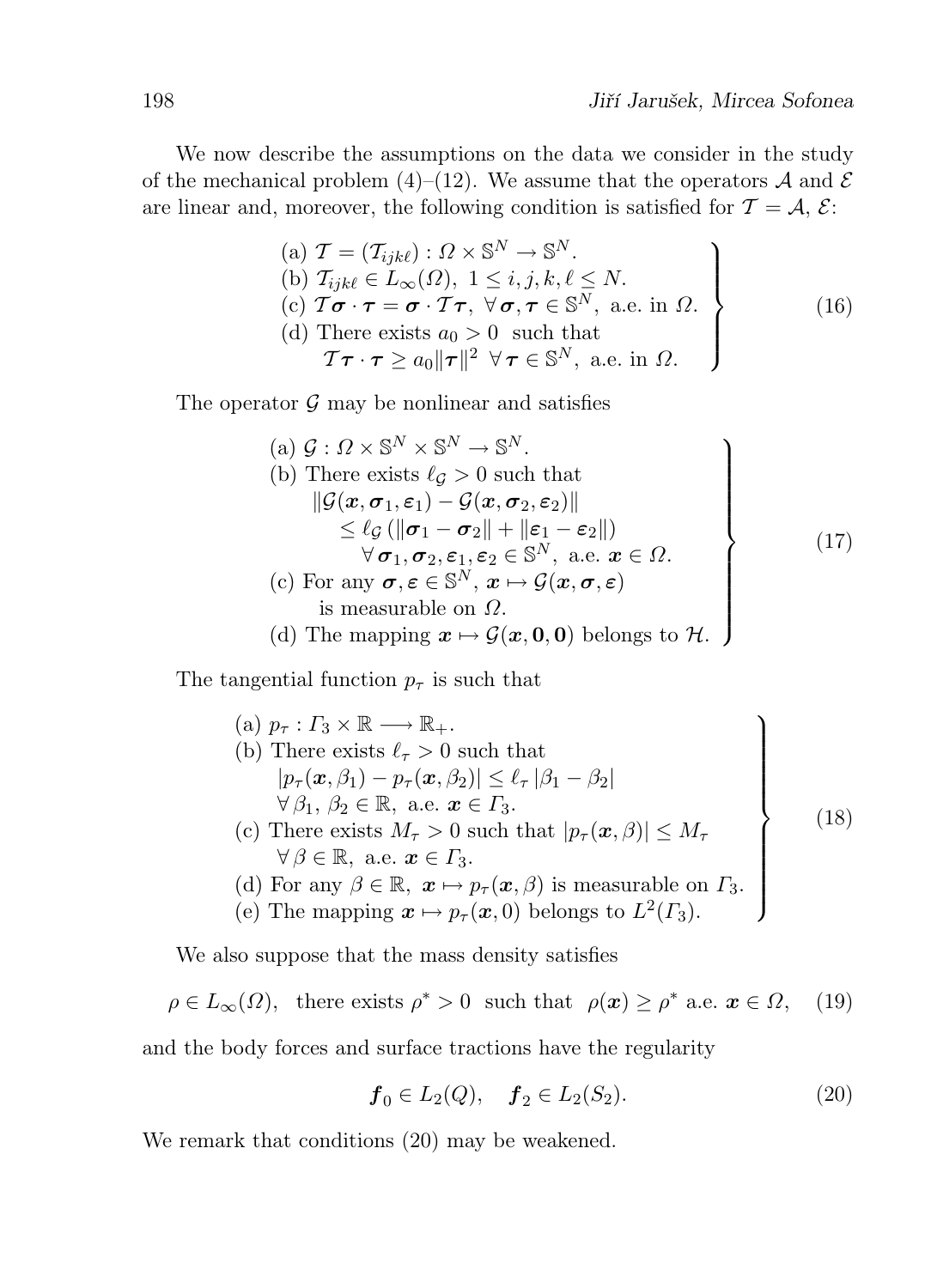We now describe the assumptions on the data we consider in the study of the mechanical problem (4)–(12). We assume that the operators $\mathcal{A}$ and $\mathcal{E}$ are linear and, moreover, the following condition is satisfied for $\mathcal{T} = \mathcal{A}$, $\mathcal{E}$:

$$
\left.\begin{array}{l}
\text{(a) } \mathcal{T} = (\mathcal{T}_{ijk\ell}) : \Omega \times \mathbb{S}^N \to \mathbb{S}^N. \\
\text{(b) } \mathcal{T}_{ijk\ell} \in L_\infty(\Omega),\ 1 \le i, j, k, \ell \le N. \\
\text{(c) } \mathcal{T}\boldsymbol{\sigma} \cdot \boldsymbol{\tau} = \boldsymbol{\sigma} \cdot \mathcal{T}\boldsymbol{\tau},\ \forall\, \boldsymbol{\sigma}, \boldsymbol{\tau} \in \mathbb{S}^N, \text{ a.e. in } \Omega. \\
\text{(d) There exists } a_0 > 0 \text{ such that} \\
\qquad \mathcal{T}\boldsymbol{\tau} \cdot \boldsymbol{\tau} \ge a_0 \|\boldsymbol{\tau}\|^2 \ \ \forall\, \boldsymbol{\tau} \in \mathbb{S}^N, \text{ a.e. in } \Omega.
\end{array}\right\} \qquad (16)
$$

The operator $\mathcal{G}$ may be nonlinear and satisfies

$$
\left.\begin{array}{l}
\text{(a) } \mathcal{G} : \Omega \times \mathbb{S}^N \times \mathbb{S}^N \to \mathbb{S}^N. \\
\text{(b) There exists } \ell_{\mathcal{G}} > 0 \text{ such that} \\
\qquad \|\mathcal{G}(\boldsymbol{x}, \boldsymbol{\sigma}_1, \boldsymbol{\varepsilon}_1) - \mathcal{G}(\boldsymbol{x}, \boldsymbol{\sigma}_2, \boldsymbol{\varepsilon}_2)\| \\
\qquad\quad \le \ell_{\mathcal{G}} \left( \|\boldsymbol{\sigma}_1 - \boldsymbol{\sigma}_2\| + \|\boldsymbol{\varepsilon}_1 - \boldsymbol{\varepsilon}_2\| \right) \\
\qquad\qquad \forall\, \boldsymbol{\sigma}_1, \boldsymbol{\sigma}_2, \boldsymbol{\varepsilon}_1, \boldsymbol{\varepsilon}_2 \in \mathbb{S}^N, \text{ a.e. } \boldsymbol{x} \in \Omega. \\
\text{(c) For any } \boldsymbol{\sigma}, \boldsymbol{\varepsilon} \in \mathbb{S}^N,\ \boldsymbol{x} \mapsto \mathcal{G}(\boldsymbol{x}, \boldsymbol{\sigma}, \boldsymbol{\varepsilon}) \\
\qquad \text{is measurable on } \Omega. \\
\text{(d) The mapping } \boldsymbol{x} \mapsto \mathcal{G}(\boldsymbol{x}, \boldsymbol{0}, \boldsymbol{0}) \text{ belongs to } \mathcal{H}.
\end{array}\right\} \qquad (17)
$$

The tangential function $p_\tau$ is such that

$$
\left.\begin{array}{l}
\text{(a) } p_\tau : \Gamma_3 \times \mathbb{R} \longrightarrow \mathbb{R}_+. \\
\text{(b) There exists } \ell_\tau > 0 \text{ such that} \\
\qquad |p_\tau(\boldsymbol{x}, \beta_1) - p_\tau(\boldsymbol{x}, \beta_2)| \le \ell_\tau\, |\beta_1 - \beta_2| \\
\qquad \forall\, \beta_1,\ \beta_2 \in \mathbb{R}, \text{ a.e. } \boldsymbol{x} \in \Gamma_3. \\
\text{(c) There exists } M_\tau > 0 \text{ such that } |p_\tau(\boldsymbol{x}, \beta)| \le M_\tau \\
\qquad \forall\, \beta \in \mathbb{R}, \text{ a.e. } \boldsymbol{x} \in \Gamma_3. \\
\text{(d) For any } \beta \in \mathbb{R},\ \boldsymbol{x} \mapsto p_\tau(\boldsymbol{x}, \beta) \text{ is measurable on } \Gamma_3. \\
\text{(e) The mapping } \boldsymbol{x} \mapsto p_\tau(\boldsymbol{x}, 0) \text{ belongs to } L^2(\Gamma_3).
\end{array}\right\} \qquad (18)
$$

We also suppose that the mass density satisfies

$$
\rho \in L_\infty(\Omega), \ \text{ there exists } \rho^* > 0 \ \text{ such that } \ \rho(\boldsymbol{x}) \ge \rho^* \text{ a.e. } \boldsymbol{x} \in \Omega, \qquad (19)
$$

and the body forces and surface tractions have the regularity

$$
\boldsymbol{f}_0 \in L_2(Q), \quad \boldsymbol{f}_2 \in L_2(S_2). \qquad (20)
$$

We remark that conditions (20) may be weakened.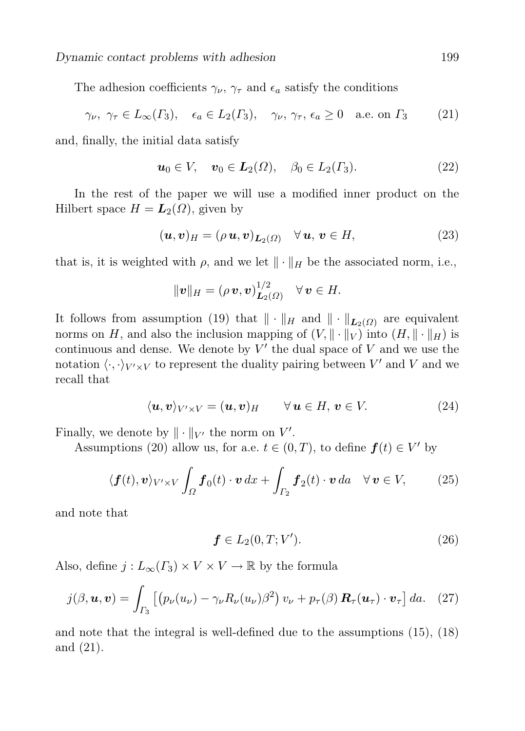The adhesion coefficients $\gamma_\nu$, $\gamma_\tau$ and $\epsilon_a$ satisfy the conditions

$$\gamma_\nu,\ \gamma_\tau \in L_\infty(\Gamma_3), \quad \epsilon_a \in L_2(\Gamma_3), \quad \gamma_\nu,\ \gamma_\tau,\ \epsilon_a \geq 0 \quad \text{a.e. on } \Gamma_3 \tag{21}$$

and, finally, the initial data satisfy

$$\boldsymbol{u}_0 \in V, \quad \boldsymbol{v}_0 \in \boldsymbol{L}_2(\Omega), \quad \beta_0 \in L_2(\Gamma_3). \tag{22}$$

In the rest of the paper we will use a modified inner product on the Hilbert space $H = \boldsymbol{L}_2(\Omega)$, given by

$$(\boldsymbol{u}, \boldsymbol{v})_H = (\rho\, \boldsymbol{u}, \boldsymbol{v})_{\boldsymbol{L}_2(\Omega)} \quad \forall\, \boldsymbol{u},\, \boldsymbol{v} \in H, \tag{23}$$

that is, it is weighted with $\rho$, and we let $\|\cdot\|_H$ be the associated norm, i.e.,

$$\|\boldsymbol{v}\|_H = (\rho\, \boldsymbol{v}, \boldsymbol{v})^{1/2}_{\boldsymbol{L}_2(\Omega)} \quad \forall\, \boldsymbol{v} \in H.$$

It follows from assumption (19) that $\|\cdot\|_H$ and $\|\cdot\|_{\boldsymbol{L}_2(\Omega)}$ are equivalent norms on $H$, and also the inclusion mapping of $(V, \|\cdot\|_V)$ into $(H, \|\cdot\|_H)$ is continuous and dense. We denote by $V'$ the dual space of $V$ and we use the notation $\langle \cdot, \cdot \rangle_{V' \times V}$ to represent the duality pairing between $V'$ and $V$ and we recall that

$$\langle \boldsymbol{u}, \boldsymbol{v} \rangle_{V' \times V} = (\boldsymbol{u}, \boldsymbol{v})_H \qquad \forall\, \boldsymbol{u} \in H,\, \boldsymbol{v} \in V. \tag{24}$$

Finally, we denote by $\|\cdot\|_{V'}$ the norm on $V'$.

Assumptions (20) allow us, for a.e. $t \in (0, T)$, to define $\boldsymbol{f}(t) \in V'$ by

$$\langle \boldsymbol{f}(t), \boldsymbol{v} \rangle_{V' \times V} \int_\Omega \boldsymbol{f}_0(t) \cdot \boldsymbol{v}\, dx + \int_{\Gamma_2} \boldsymbol{f}_2(t) \cdot \boldsymbol{v}\, da \quad \forall\, \boldsymbol{v} \in V, \tag{25}$$

and note that

$$\boldsymbol{f} \in L_2(0, T; V'). \tag{26}$$

Also, define $j : L_\infty(\Gamma_3) \times V \times V \to \mathbb{R}$ by the formula

$$j(\beta, \boldsymbol{u}, \boldsymbol{v}) = \int_{\Gamma_3} \left[ \left( p_\nu(u_\nu) - \gamma_\nu R_\nu(u_\nu) \beta^2 \right) v_\nu + p_\tau(\beta)\, \boldsymbol{R}_\tau(\boldsymbol{u}_\tau) \cdot \boldsymbol{v}_\tau \right] da. \tag{27}$$

and note that the integral is well-defined due to the assumptions (15), (18) and (21).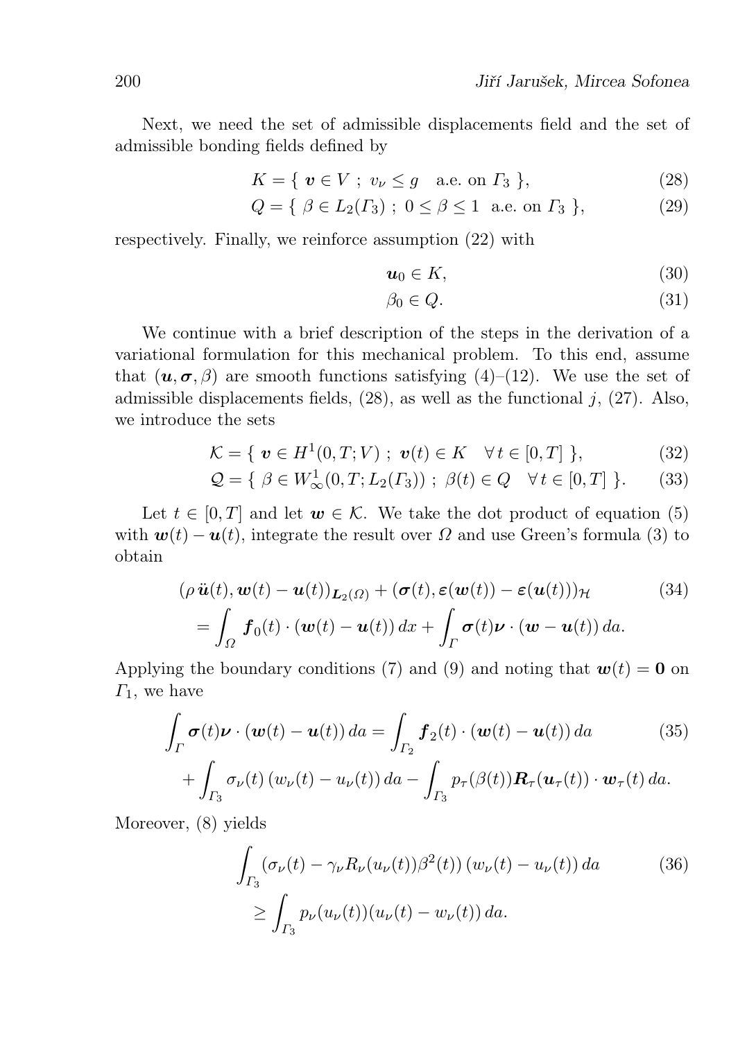Next, we need the set of admissible displacements field and the set of admissible bonding fields defined by

$$K = \{\, \boldsymbol{v} \in V \;;\; v_\nu \le g \quad \text{a.e. on } \Gamma_3 \,\}, \tag{28}$$

$$Q = \{\, \beta \in L_2(\Gamma_3) \;;\; 0 \le \beta \le 1 \;\; \text{a.e. on } \Gamma_3 \,\}, \tag{29}$$

respectively. Finally, we reinforce assumption (22) with

$$\boldsymbol{u}_0 \in K, \tag{30}$$

$$\beta_0 \in Q. \tag{31}$$

We continue with a brief description of the steps in the derivation of a variational formulation for this mechanical problem. To this end, assume that $(\boldsymbol{u}, \boldsymbol{\sigma}, \beta)$ are smooth functions satisfying (4)–(12). We use the set of admissible displacements fields, (28), as well as the functional $j$, (27). Also, we introduce the sets

$$\mathcal{K} = \{\, \boldsymbol{v} \in H^1(0,T;V) \;;\; \boldsymbol{v}(t) \in K \quad \forall\, t \in [0,T] \,\}, \tag{32}$$

$$\mathcal{Q} = \{\, \beta \in W^1_\infty(0,T;L_2(\Gamma_3)) \;;\; \beta(t) \in Q \quad \forall\, t \in [0,T] \,\}. \tag{33}$$

Let $t \in [0,T]$ and let $\boldsymbol{w} \in \mathcal{K}$. We take the dot product of equation (5) with $\boldsymbol{w}(t) - \boldsymbol{u}(t)$, integrate the result over $\Omega$ and use Green's formula (3) to obtain

$$\begin{aligned} &(\rho\, \ddot{\boldsymbol{u}}(t), \boldsymbol{w}(t) - \boldsymbol{u}(t))_{\boldsymbol{L}_2(\Omega)} + (\boldsymbol{\sigma}(t), \boldsymbol{\varepsilon}(\boldsymbol{w}(t)) - \boldsymbol{\varepsilon}(\boldsymbol{u}(t)))_{\mathcal{H}} \\ &\quad = \int_\Omega \boldsymbol{f}_0(t) \cdot (\boldsymbol{w}(t) - \boldsymbol{u}(t))\, dx + \int_\Gamma \boldsymbol{\sigma}(t)\boldsymbol{\nu} \cdot (\boldsymbol{w} - \boldsymbol{u}(t))\, da. \end{aligned} \tag{34}$$

Applying the boundary conditions (7) and (9) and noting that $\boldsymbol{w}(t) = \boldsymbol{0}$ on $\Gamma_1$, we have

$$\begin{aligned} \int_\Gamma \boldsymbol{\sigma}(t)\boldsymbol{\nu} \cdot (\boldsymbol{w}(t) - \boldsymbol{u}(t))\, da &= \int_{\Gamma_2} \boldsymbol{f}_2(t) \cdot (\boldsymbol{w}(t) - \boldsymbol{u}(t))\, da \\ &+ \int_{\Gamma_3} \sigma_\nu(t)\, (w_\nu(t) - u_\nu(t))\, da - \int_{\Gamma_3} p_\tau(\beta(t)) \boldsymbol{R}_\tau(\boldsymbol{u}_\tau(t)) \cdot \boldsymbol{w}_\tau(t)\, da. \end{aligned} \tag{35}$$

Moreover, (8) yields

$$\begin{aligned} &\int_{\Gamma_3} (\sigma_\nu(t) - \gamma_\nu R_\nu(u_\nu(t))\beta^2(t))\, (w_\nu(t) - u_\nu(t))\, da \\ &\quad \ge \int_{\Gamma_3} p_\nu(u_\nu(t))(u_\nu(t) - w_\nu(t))\, da. \end{aligned} \tag{36}$$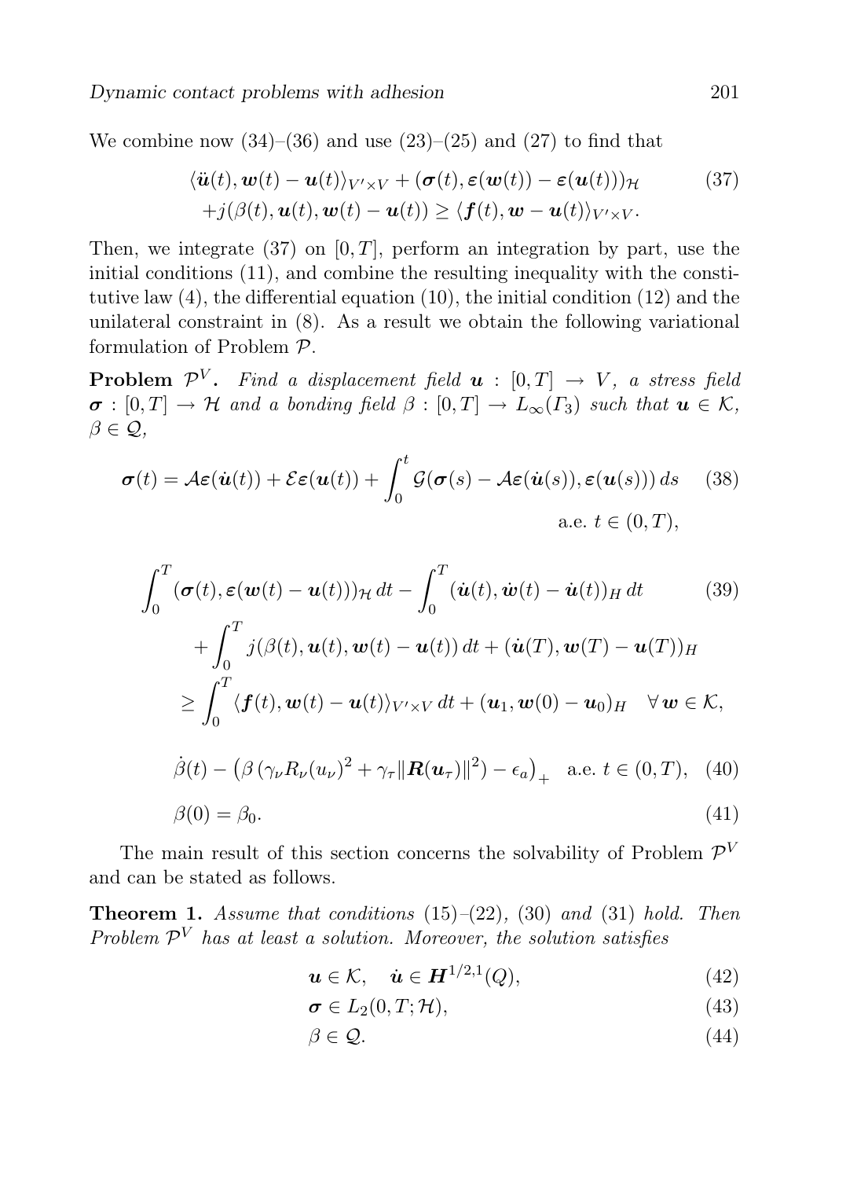We combine now (34)–(36) and use (23)–(25) and (27) to find that

$$
\begin{aligned}
&\langle \ddot{\boldsymbol{u}}(t), \boldsymbol{w}(t) - \boldsymbol{u}(t)\rangle_{V' \times V} + (\boldsymbol{\sigma}(t), \boldsymbol{\varepsilon}(\boldsymbol{w}(t)) - \boldsymbol{\varepsilon}(\boldsymbol{u}(t)))_{\mathcal{H}} \\
&\quad + j(\beta(t), \boldsymbol{u}(t), \boldsymbol{w}(t) - \boldsymbol{u}(t)) \geq \langle \boldsymbol{f}(t), \boldsymbol{w} - \boldsymbol{u}(t)\rangle_{V' \times V}.
\end{aligned} \tag{37}
$$

Then, we integrate (37) on $[0, T]$, perform an integration by part, use the initial conditions (11), and combine the resulting inequality with the constitutive law (4), the differential equation (10), the initial condition (12) and the unilateral constraint in (8). As a result we obtain the following variational formulation of Problem $\mathcal{P}$.

**Problem $\mathcal{P}^V$.** *Find a displacement field $\boldsymbol{u} : [0, T] \to V$, a stress field $\boldsymbol{\sigma} : [0, T] \to \mathcal{H}$ and a bonding field $\beta : [0, T] \to L_\infty(\Gamma_3)$ such that $\boldsymbol{u} \in \mathcal{K}$, $\beta \in \mathcal{Q}$,*

$$
\boldsymbol{\sigma}(t) = \mathcal{A}\boldsymbol{\varepsilon}(\dot{\boldsymbol{u}}(t)) + \mathcal{E}\boldsymbol{\varepsilon}(\boldsymbol{u}(t)) + \int_0^t \mathcal{G}(\boldsymbol{\sigma}(s) - \mathcal{A}\boldsymbol{\varepsilon}(\dot{\boldsymbol{u}}(s)), \boldsymbol{\varepsilon}(\boldsymbol{u}(s)))\, ds \quad \text{a.e. } t \in (0, T), \tag{38}
$$

$$
\begin{aligned}
&\int_0^T (\boldsymbol{\sigma}(t), \boldsymbol{\varepsilon}(\boldsymbol{w}(t) - \boldsymbol{u}(t)))_{\mathcal{H}}\, dt - \int_0^T (\dot{\boldsymbol{u}}(t), \dot{\boldsymbol{w}}(t) - \dot{\boldsymbol{u}}(t))_H\, dt \\
&\quad + \int_0^T j(\beta(t), \boldsymbol{u}(t), \boldsymbol{w}(t) - \boldsymbol{u}(t))\, dt + (\dot{\boldsymbol{u}}(T), \boldsymbol{w}(T) - \boldsymbol{u}(T))_H \\
&\quad \geq \int_0^T \langle \boldsymbol{f}(t), \boldsymbol{w}(t) - \boldsymbol{u}(t)\rangle_{V' \times V}\, dt + (\boldsymbol{u}_1, \boldsymbol{w}(0) - \boldsymbol{u}_0)_H \quad \forall\, \boldsymbol{w} \in \mathcal{K},
\end{aligned} \tag{39}
$$

$$
\dot{\beta}(t) - \left(\beta\left(\gamma_\nu R_\nu(u_\nu)^2 + \gamma_\tau \|\boldsymbol{R}(\boldsymbol{u}_\tau)\|^2\right) - \epsilon_a\right)_+ \quad \text{a.e. } t \in (0, T), \tag{40}
$$

$$
\beta(0) = \beta_0. \tag{41}
$$

The main result of this section concerns the solvability of Problem $\mathcal{P}^V$ and can be stated as follows.

**Theorem 1.** *Assume that conditions (15)–(22), (30) and (31) hold. Then Problem $\mathcal{P}^V$ has at least a solution. Moreover, the solution satisfies*

$$
\boldsymbol{u} \in \mathcal{K}, \quad \dot{\boldsymbol{u}} \in \boldsymbol{H}^{1/2,1}(Q), \tag{42}
$$

$$
\boldsymbol{\sigma} \in L_2(0, T; \mathcal{H}), \tag{43}
$$

$$
\beta \in \mathcal{Q}. \tag{44}
$$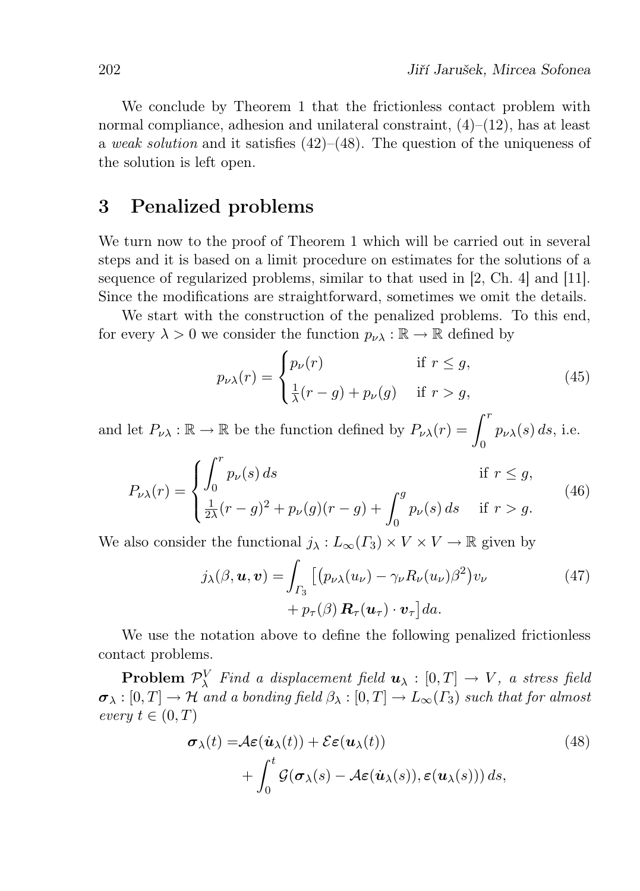We conclude by Theorem 1 that the frictionless contact problem with normal compliance, adhesion and unilateral constraint, (4)–(12), has at least a *weak solution* and it satisfies (42)–(48). The question of the uniqueness of the solution is left open.

## 3 Penalized problems

We turn now to the proof of Theorem 1 which will be carried out in several steps and it is based on a limit procedure on estimates for the solutions of a sequence of regularized problems, similar to that used in [2, Ch. 4] and [11]. Since the modifications are straightforward, sometimes we omit the details.

We start with the construction of the penalized problems. To this end, for every $\lambda > 0$ we consider the function $p_{\nu\lambda} : \mathbb{R} \to \mathbb{R}$ defined by

$$p_{\nu\lambda}(r) = \begin{cases} p_\nu(r) & \text{if } r \leq g, \\ \frac{1}{\lambda}(r-g) + p_\nu(g) & \text{if } r > g, \end{cases} \tag{45}$$

and let $P_{\nu\lambda} : \mathbb{R} \to \mathbb{R}$ be the function defined by $P_{\nu\lambda}(r) = \displaystyle\int_0^r p_{\nu\lambda}(s)\, ds$, i.e.

$$P_{\nu\lambda}(r) = \begin{cases} \displaystyle\int_0^r p_\nu(s)\, ds & \text{if } r \leq g, \\ \frac{1}{2\lambda}(r-g)^2 + p_\nu(g)(r-g) + \displaystyle\int_0^g p_\nu(s)\, ds & \text{if } r > g. \end{cases} \tag{46}$$

We also consider the functional $j_\lambda : L_\infty(\Gamma_3) \times V \times V \to \mathbb{R}$ given by

$$j_\lambda(\beta, \boldsymbol{u}, \boldsymbol{v}) = \int_{\Gamma_3} \big[ \big( p_{\nu\lambda}(u_\nu) - \gamma_\nu R_\nu(u_\nu)\beta^2 \big) v_\nu + p_\tau(\beta)\, \boldsymbol{R}_\tau(\boldsymbol{u}_\tau) \cdot \boldsymbol{v}_\tau \big]\, da. \tag{47}$$

We use the notation above to define the following penalized frictionless contact problems.

**Problem $\mathcal{P}^V_\lambda$** *Find a displacement field $\boldsymbol{u}_\lambda : [0,T] \to V$, a stress field $\boldsymbol{\sigma}_\lambda : [0,T] \to \mathcal{H}$ and a bonding field $\beta_\lambda : [0,T] \to L_\infty(\Gamma_3)$ such that for almost every $t \in (0,T)$*

$$\boldsymbol{\sigma}_\lambda(t) = \mathcal{A}\boldsymbol{\varepsilon}(\dot{\boldsymbol{u}}_\lambda(t)) + \mathcal{E}\boldsymbol{\varepsilon}(\boldsymbol{u}_\lambda(t)) + \int_0^t \mathcal{G}(\boldsymbol{\sigma}_\lambda(s) - \mathcal{A}\boldsymbol{\varepsilon}(\dot{\boldsymbol{u}}_\lambda(s)), \boldsymbol{\varepsilon}(\boldsymbol{u}_\lambda(s)))\, ds, \tag{48}$$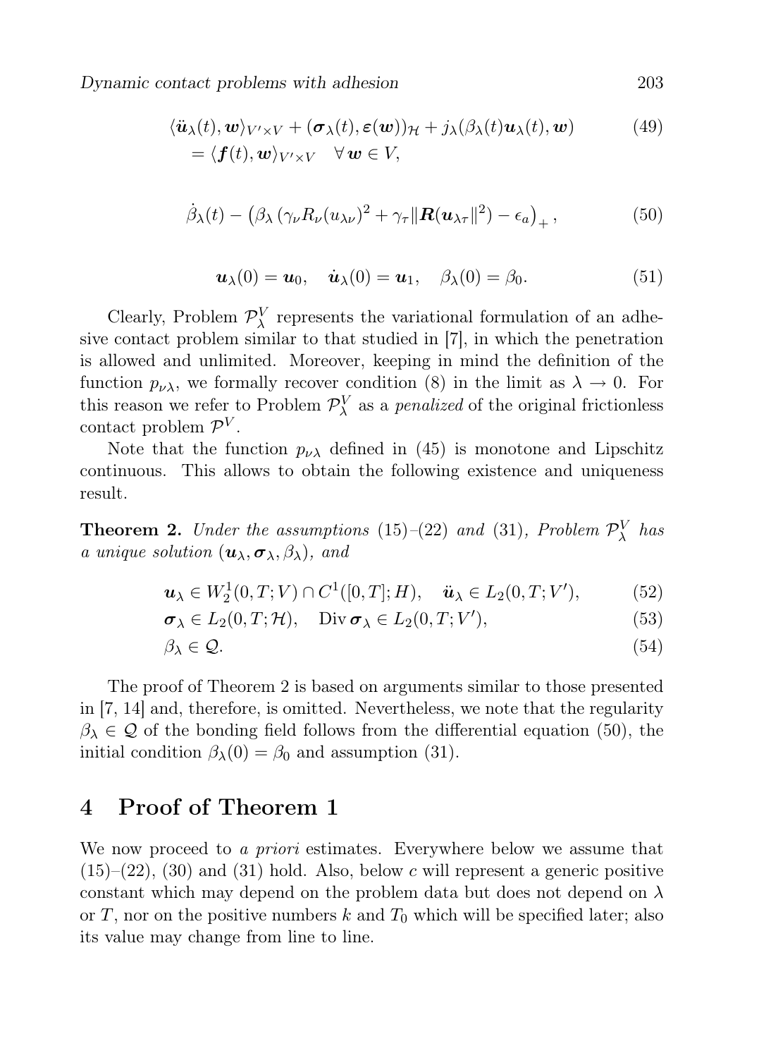$$
\langle \ddot{\boldsymbol{u}}_\lambda(t), \boldsymbol{w} \rangle_{V' \times V} + (\boldsymbol{\sigma}_\lambda(t), \boldsymbol{\varepsilon}(\boldsymbol{w}))_{\mathcal{H}} + j_\lambda(\beta_\lambda(t)\boldsymbol{u}_\lambda(t), \boldsymbol{w}) \tag{49}
$$
$$
= \langle \boldsymbol{f}(t), \boldsymbol{w} \rangle_{V' \times V} \quad \forall\, \boldsymbol{w} \in V,
$$

$$
\dot{\beta}_\lambda(t) - \left(\beta_\lambda \left(\gamma_\nu R_\nu(u_{\lambda\nu})^2 + \gamma_\tau \|\boldsymbol{R}(\boldsymbol{u}_{\lambda\tau}\|^2\right) - \epsilon_a\right)_+, \tag{50}
$$

$$
\boldsymbol{u}_\lambda(0) = \boldsymbol{u}_0, \quad \dot{\boldsymbol{u}}_\lambda(0) = \boldsymbol{u}_1, \quad \beta_\lambda(0) = \beta_0. \tag{51}
$$

Clearly, Problem $\mathcal{P}^V_\lambda$ represents the variational formulation of an adhesive contact problem similar to that studied in [7], in which the penetration is allowed and unlimited. Moreover, keeping in mind the definition of the function $p_{\nu\lambda}$, we formally recover condition (8) in the limit as $\lambda \to 0$. For this reason we refer to Problem $\mathcal{P}^V_\lambda$ as a *penalized* of the original frictionless contact problem $\mathcal{P}^V$.

Note that the function $p_{\nu\lambda}$ defined in (45) is monotone and Lipschitz continuous. This allows to obtain the following existence and uniqueness result.

**Theorem 2.** *Under the assumptions* (15)–(22) *and* (31)*, Problem* $\mathcal{P}^V_\lambda$ *has a unique solution* $(\boldsymbol{u}_\lambda, \boldsymbol{\sigma}_\lambda, \beta_\lambda)$*, and*

$$
\boldsymbol{u}_\lambda \in W^1_2(0,T;V) \cap C^1([0,T];H), \quad \ddot{\boldsymbol{u}}_\lambda \in L_2(0,T;V'), \tag{52}
$$
$$
\boldsymbol{\sigma}_\lambda \in L_2(0,T;\mathcal{H}), \quad \operatorname{Div} \boldsymbol{\sigma}_\lambda \in L_2(0,T;V'), \tag{53}
$$
$$
\beta_\lambda \in \mathcal{Q}. \tag{54}
$$

The proof of Theorem 2 is based on arguments similar to those presented in [7, 14] and, therefore, is omitted. Nevertheless, we note that the regularity $\beta_\lambda \in \mathcal{Q}$ of the bonding field follows from the differential equation (50), the initial condition $\beta_\lambda(0) = \beta_0$ and assumption (31).

## 4 Proof of Theorem 1

We now proceed to *a priori* estimates. Everywhere below we assume that (15)–(22), (30) and (31) hold. Also, below $c$ will represent a generic positive constant which may depend on the problem data but does not depend on $\lambda$ or $T$, nor on the positive numbers $k$ and $T_0$ which will be specified later; also its value may change from line to line.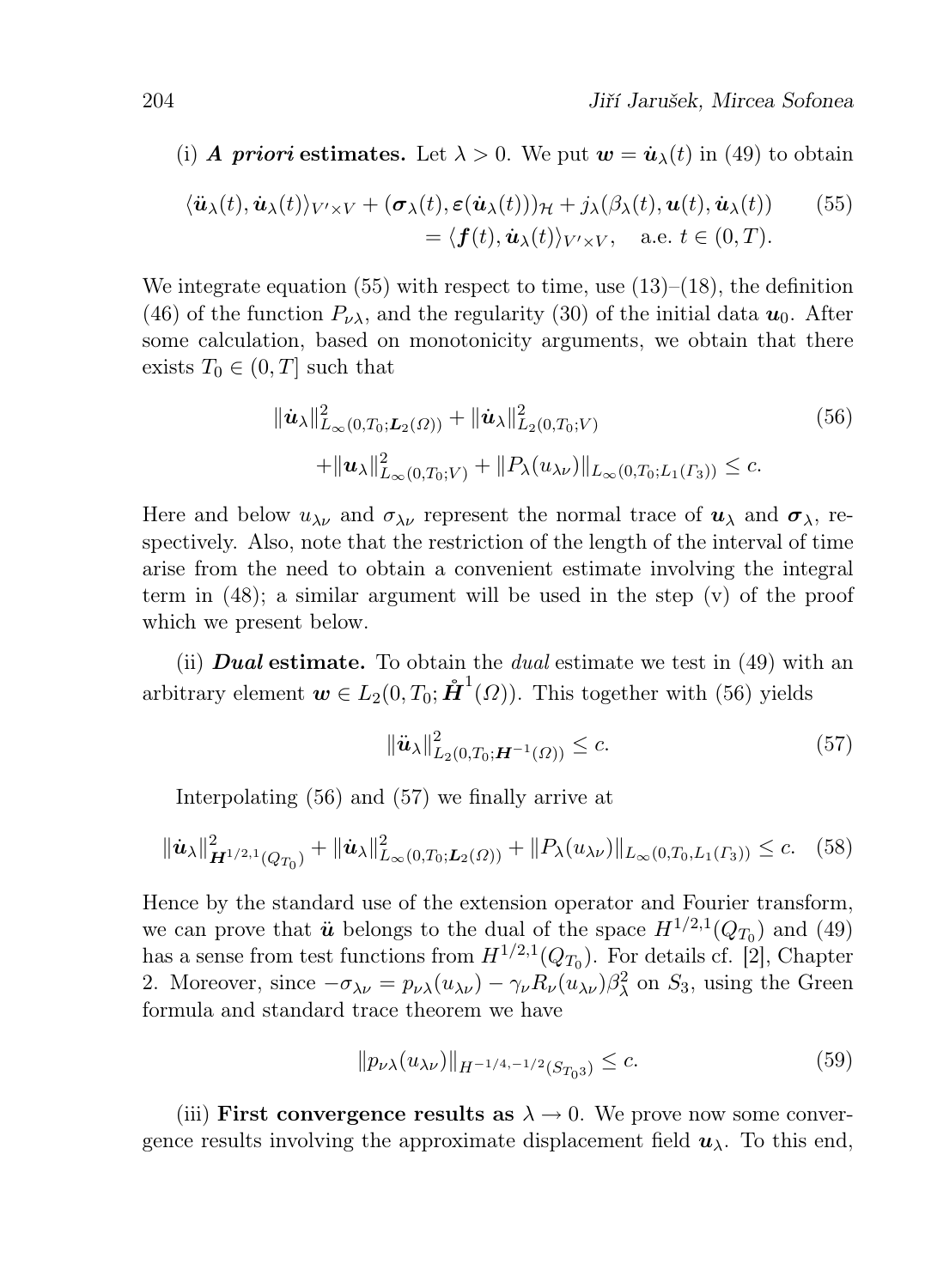(i) ***A priori* estimates.** Let $\lambda > 0$. We put $\boldsymbol{w} = \dot{\boldsymbol{u}}_\lambda(t)$ in (49) to obtain

$$
\begin{aligned}
\langle \ddot{\boldsymbol{u}}_\lambda(t), \dot{\boldsymbol{u}}_\lambda(t)\rangle_{V'\times V} + (\boldsymbol{\sigma}_\lambda(t), \boldsymbol{\varepsilon}(\dot{\boldsymbol{u}}_\lambda(t)))_{\mathcal{H}} + j_\lambda(\beta_\lambda(t), \boldsymbol{u}(t), \dot{\boldsymbol{u}}_\lambda(t)) \qquad (55)\\
= \langle \boldsymbol{f}(t), \dot{\boldsymbol{u}}_\lambda(t)\rangle_{V'\times V}, \quad \text{a.e. } t \in (0,T).
\end{aligned}
$$

We integrate equation (55) with respect to time, use (13)–(18), the definition (46) of the function $P_{\nu\lambda}$, and the regularity (30) of the initial data $\boldsymbol{u}_0$. After some calculation, based on monotonicity arguments, we obtain that there exists $T_0 \in (0,T]$ such that

$$
\begin{aligned}
\|\dot{\boldsymbol{u}}_\lambda\|^2_{L_\infty(0,T_0;\boldsymbol{L}_2(\Omega))} + \|\dot{\boldsymbol{u}}_\lambda\|^2_{L_2(0,T_0;V)} \qquad (56)\\
+ \|\boldsymbol{u}_\lambda\|^2_{L_\infty(0,T_0;V)} + \|P_\lambda(u_{\lambda\nu})\|_{L_\infty(0,T_0;L_1(\Gamma_3))} \le c.
\end{aligned}
$$

Here and below $u_{\lambda\nu}$ and $\sigma_{\lambda\nu}$ represent the normal trace of $\boldsymbol{u}_\lambda$ and $\boldsymbol{\sigma}_\lambda$, respectively. Also, note that the restriction of the length of the interval of time arise from the need to obtain a convenient estimate involving the integral term in (48); a similar argument will be used in the step (v) of the proof which we present below.

(ii) ***Dual* estimate.** To obtain the *dual* estimate we test in (49) with an arbitrary element $\boldsymbol{w} \in L_2(0,T_0;\mathring{\boldsymbol{H}}^1(\Omega))$. This together with (56) yields

$$
\|\ddot{\boldsymbol{u}}_\lambda\|^2_{L_2(0,T_0;\boldsymbol{H}^{-1}(\Omega))} \le c. \qquad (57)
$$

Interpolating (56) and (57) we finally arrive at

$$
\|\dot{\boldsymbol{u}}_\lambda\|^2_{\boldsymbol{H}^{1/2,1}(Q_{T_0})} + \|\dot{\boldsymbol{u}}_\lambda\|^2_{L_\infty(0,T_0;\boldsymbol{L}_2(\Omega))} + \|P_\lambda(u_{\lambda\nu})\|_{L_\infty(0,T_0,L_1(\Gamma_3))} \le c. \qquad (58)
$$

Hence by the standard use of the extension operator and Fourier transform, we can prove that $\ddot{\boldsymbol{u}}$ belongs to the dual of the space $H^{1/2,1}(Q_{T_0})$ and (49) has a sense from test functions from $H^{1/2,1}(Q_{T_0})$. For details cf. [2], Chapter 2. Moreover, since $-\sigma_{\lambda\nu} = p_{\nu\lambda}(u_{\lambda\nu}) - \gamma_\nu R_\nu(u_{\lambda\nu})\beta^2_\lambda$ on $S_3$, using the Green formula and standard trace theorem we have

$$
\|p_{\nu\lambda}(u_{\lambda\nu})\|_{H^{-1/4,-1/2}(S_{T_0 3})} \le c. \qquad (59)
$$

(iii) **First convergence results as $\lambda \to 0$.** We prove now some convergence results involving the approximate displacement field $\boldsymbol{u}_\lambda$. To this end,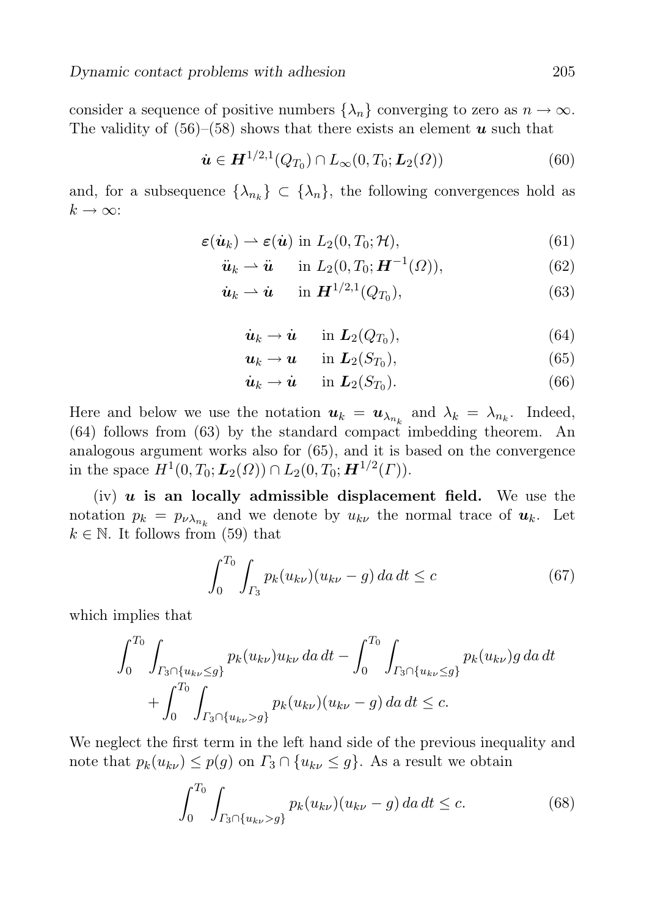consider a sequence of positive numbers $\{\lambda_n\}$ converging to zero as $n \to \infty$. The validity of (56)–(58) shows that there exists an element $\boldsymbol{u}$ such that

$$\dot{\boldsymbol{u}} \in \boldsymbol{H}^{1/2,1}(Q_{T_0}) \cap L_\infty(0, T_0; \boldsymbol{L}_2(\Omega)) \tag{60}$$

and, for a subsequence $\{\lambda_{n_k}\} \subset \{\lambda_n\}$, the following convergences hold as $k \to \infty$:

$$\boldsymbol{\varepsilon}(\dot{\boldsymbol{u}}_k) \rightharpoonup \boldsymbol{\varepsilon}(\dot{\boldsymbol{u}}) \text{ in } L_2(0, T_0; \mathcal{H}), \tag{61}$$

$$\ddot{\boldsymbol{u}}_k \rightharpoonup \ddot{\boldsymbol{u}} \quad \text{ in } L_2(0, T_0; \boldsymbol{H}^{-1}(\Omega)), \tag{62}$$

$$\dot{\boldsymbol{u}}_k \rightharpoonup \dot{\boldsymbol{u}} \quad \text{ in } \boldsymbol{H}^{1/2,1}(Q_{T_0}), \tag{63}$$

$$\dot{\boldsymbol{u}}_k \to \dot{\boldsymbol{u}} \quad \text{ in } \boldsymbol{L}_2(Q_{T_0}), \tag{64}$$

$$\boldsymbol{u}_k \to \boldsymbol{u} \quad \text{ in } \boldsymbol{L}_2(S_{T_0}), \tag{65}$$

$$\dot{\boldsymbol{u}}_k \to \dot{\boldsymbol{u}} \quad \text{ in } \boldsymbol{L}_2(S_{T_0}). \tag{66}$$

Here and below we use the notation $\boldsymbol{u}_k = \boldsymbol{u}_{\lambda_{n_k}}$ and $\lambda_k = \lambda_{n_k}$. Indeed, (64) follows from (63) by the standard compact imbedding theorem. An analogous argument works also for (65), and it is based on the convergence in the space $H^1(0, T_0; \boldsymbol{L}_2(\Omega)) \cap L_2(0, T_0; \boldsymbol{H}^{1/2}(\Gamma))$.

(iv) **$\boldsymbol{u}$ is an locally admissible displacement field.** We use the notation $p_k = p_{\nu\lambda_{n_k}}$ and we denote by $u_{k\nu}$ the normal trace of $\boldsymbol{u}_k$. Let $k \in \mathbb{N}$. It follows from (59) that

$$\int_0^{T_0} \int_{\Gamma_3} p_k(u_{k\nu})(u_{k\nu} - g)\, da\, dt \le c \tag{67}$$

which implies that

$$\int_0^{T_0} \int_{\Gamma_3 \cap \{u_{k\nu} \le g\}} p_k(u_{k\nu}) u_{k\nu}\, da\, dt - \int_0^{T_0} \int_{\Gamma_3 \cap \{u_{k\nu} \le g\}} p_k(u_{k\nu}) g\, da\, dt$$
$$+ \int_0^{T_0} \int_{\Gamma_3 \cap \{u_{k\nu} > g\}} p_k(u_{k\nu})(u_{k\nu} - g)\, da\, dt \le c.$$

We neglect the first term in the left hand side of the previous inequality and note that $p_k(u_{k\nu}) \le p(g)$ on $\Gamma_3 \cap \{u_{k\nu} \le g\}$. As a result we obtain

$$\int_0^{T_0} \int_{\Gamma_3 \cap \{u_{k\nu} > g\}} p_k(u_{k\nu})(u_{k\nu} - g)\, da\, dt \le c. \tag{68}$$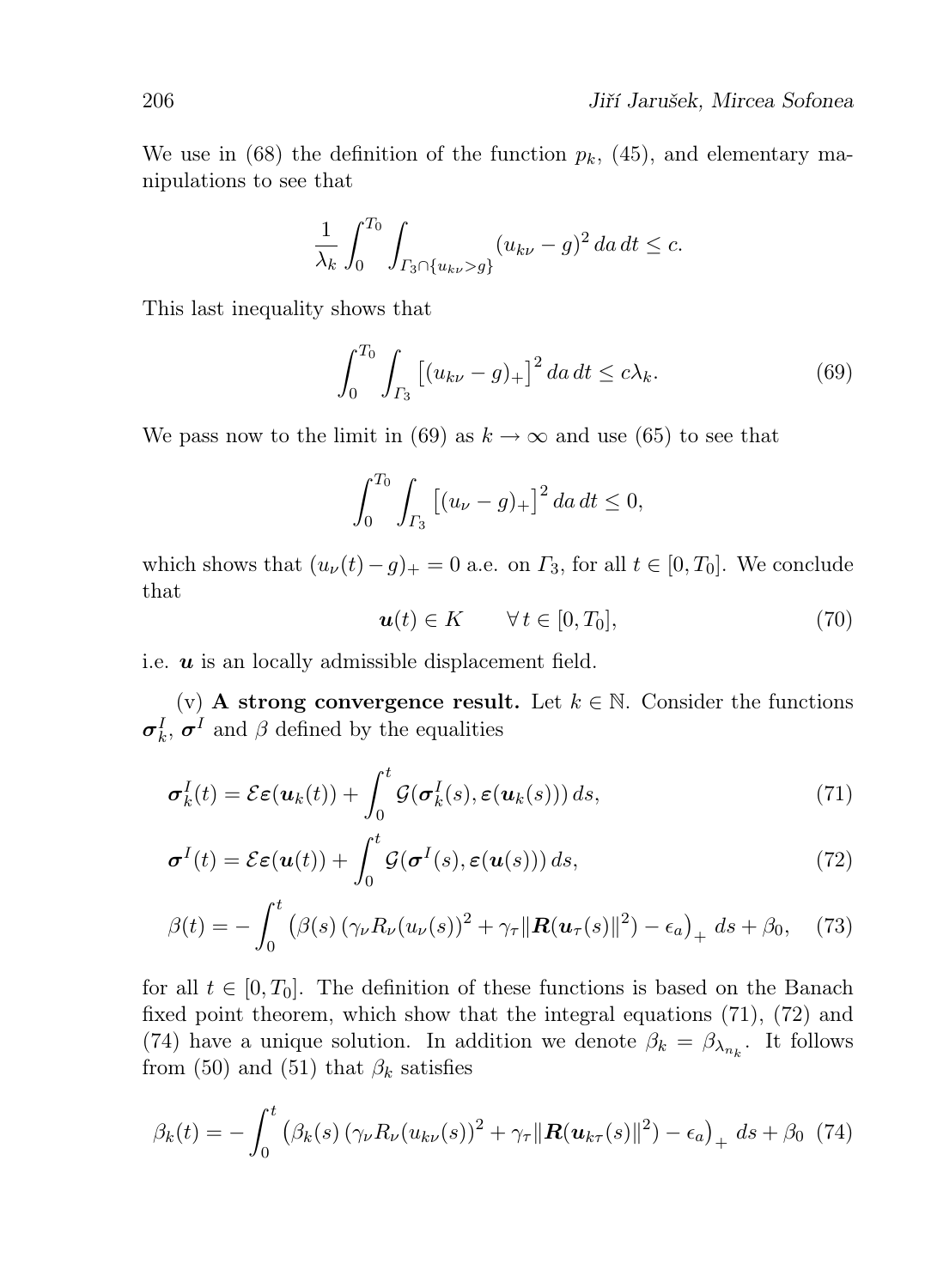We use in (68) the definition of the function $p_k$, (45), and elementary manipulations to see that

$$\frac{1}{\lambda_k}\int_0^{T_0}\int_{\Gamma_3\cap\{u_{k\nu}>g\}}(u_{k\nu}-g)^2\,da\,dt\le c.$$

This last inequality shows that

$$\int_0^{T_0}\int_{\Gamma_3}\left[(u_{k\nu}-g)_+\right]^2\,da\,dt\le c\lambda_k. \tag{69}$$

We pass now to the limit in (69) as $k\to\infty$ and use (65) to see that

$$\int_0^{T_0}\int_{\Gamma_3}\left[(u_{\nu}-g)_+\right]^2\,da\,dt\le 0,$$

which shows that $(u_\nu(t)-g)_+=0$ a.e. on $\Gamma_3$, for all $t\in[0,T_0]$. We conclude that

$$\boldsymbol{u}(t)\in K\qquad\forall\,t\in[0,T_0], \tag{70}$$

i.e. $\boldsymbol{u}$ is an locally admissible displacement field.

(v) **A strong convergence result.** Let $k\in\mathbb{N}$. Consider the functions $\boldsymbol{\sigma}_k^I$, $\boldsymbol{\sigma}^I$ and $\beta$ defined by the equalities

$$\boldsymbol{\sigma}_k^I(t)=\mathcal{E}\boldsymbol{\varepsilon}(\boldsymbol{u}_k(t))+\int_0^t\mathcal{G}(\boldsymbol{\sigma}_k^I(s),\boldsymbol{\varepsilon}(\boldsymbol{u}_k(s)))\,ds, \tag{71}$$

$$\boldsymbol{\sigma}^I(t)=\mathcal{E}\boldsymbol{\varepsilon}(\boldsymbol{u}(t))+\int_0^t\mathcal{G}(\boldsymbol{\sigma}^I(s),\boldsymbol{\varepsilon}(\boldsymbol{u}(s)))\,ds, \tag{72}$$

$$\beta(t)=-\int_0^t\left(\beta(s)\left(\gamma_\nu R_\nu(u_\nu(s))^2+\gamma_\tau\|\boldsymbol{R}(\boldsymbol{u}_\tau(s)\|^2\right)-\epsilon_a\right)_+\,ds+\beta_0, \tag{73}$$

for all $t\in[0,T_0]$. The definition of these functions is based on the Banach fixed point theorem, which show that the integral equations (71), (72) and (74) have a unique solution. In addition we denote $\beta_k=\beta_{\lambda_{n_k}}$. It follows from (50) and (51) that $\beta_k$ satisfies

$$\beta_k(t)=-\int_0^t\left(\beta_k(s)\left(\gamma_\nu R_\nu(u_{k\nu}(s))^2+\gamma_\tau\|\boldsymbol{R}(\boldsymbol{u}_{k\tau}(s)\|^2\right)-\epsilon_a\right)_+\,ds+\beta_0 \tag{74}$$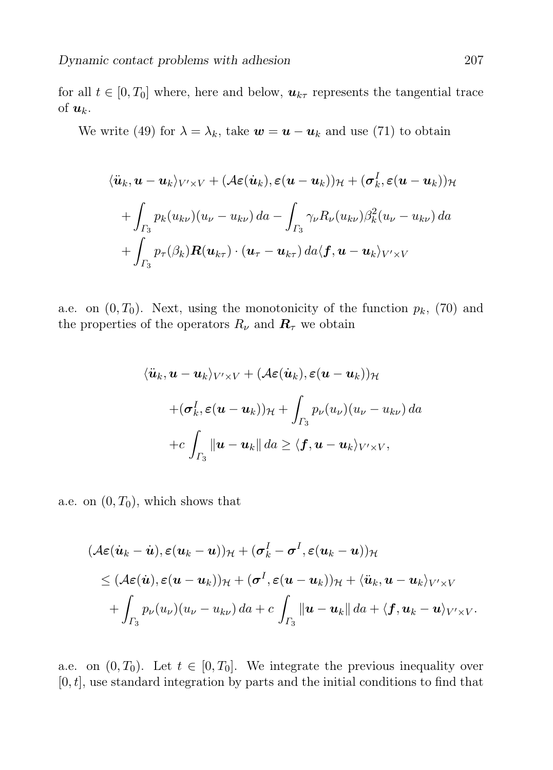for all $t \in [0, T_0]$ where, here and below, $\boldsymbol{u}_{k\tau}$ represents the tangential trace of $\boldsymbol{u}_k$.

We write (49) for $\lambda = \lambda_k$, take $\boldsymbol{w} = \boldsymbol{u} - \boldsymbol{u}_k$ and use (71) to obtain

$$
\begin{aligned}
&\langle \ddot{\boldsymbol{u}}_k, \boldsymbol{u} - \boldsymbol{u}_k \rangle_{V' \times V} + (\mathcal{A}\boldsymbol{\varepsilon}(\dot{\boldsymbol{u}}_k), \boldsymbol{\varepsilon}(\boldsymbol{u} - \boldsymbol{u}_k))_{\mathcal{H}} + (\boldsymbol{\sigma}_k^I, \boldsymbol{\varepsilon}(\boldsymbol{u} - \boldsymbol{u}_k))_{\mathcal{H}} \\
&\quad + \int_{\Gamma_3} p_k(u_{k\nu})(u_\nu - u_{k\nu})\, da - \int_{\Gamma_3} \gamma_\nu R_\nu(u_{k\nu}) \beta_k^2 (u_\nu - u_{k\nu})\, da \\
&\quad + \int_{\Gamma_3} p_\tau(\beta_k) \boldsymbol{R}(\boldsymbol{u}_{k\tau}) \cdot (\boldsymbol{u}_\tau - \boldsymbol{u}_{k\tau})\, da \langle \boldsymbol{f}, \boldsymbol{u} - \boldsymbol{u}_k \rangle_{V' \times V}
\end{aligned}
$$

a.e. on $(0, T_0)$. Next, using the monotonicity of the function $p_k$, (70) and the properties of the operators $R_\nu$ and $\boldsymbol{R}_\tau$ we obtain

$$
\begin{aligned}
&\langle \ddot{\boldsymbol{u}}_k, \boldsymbol{u} - \boldsymbol{u}_k \rangle_{V' \times V} + (\mathcal{A}\boldsymbol{\varepsilon}(\dot{\boldsymbol{u}}_k), \boldsymbol{\varepsilon}(\boldsymbol{u} - \boldsymbol{u}_k))_{\mathcal{H}} \\
&\quad + (\boldsymbol{\sigma}_k^I, \boldsymbol{\varepsilon}(\boldsymbol{u} - \boldsymbol{u}_k))_{\mathcal{H}} + \int_{\Gamma_3} p_\nu(u_\nu)(u_\nu - u_{k\nu})\, da \\
&\quad + c \int_{\Gamma_3} \|\boldsymbol{u} - \boldsymbol{u}_k\|\, da \geq \langle \boldsymbol{f}, \boldsymbol{u} - \boldsymbol{u}_k \rangle_{V' \times V},
\end{aligned}
$$

a.e. on $(0, T_0)$, which shows that

$$
\begin{aligned}
&(\mathcal{A}\boldsymbol{\varepsilon}(\dot{\boldsymbol{u}}_k - \dot{\boldsymbol{u}}), \boldsymbol{\varepsilon}(\boldsymbol{u}_k - \boldsymbol{u}))_{\mathcal{H}} + (\boldsymbol{\sigma}_k^I - \boldsymbol{\sigma}^I, \boldsymbol{\varepsilon}(\boldsymbol{u}_k - \boldsymbol{u}))_{\mathcal{H}} \\
&\quad \leq (\mathcal{A}\boldsymbol{\varepsilon}(\dot{\boldsymbol{u}}), \boldsymbol{\varepsilon}(\boldsymbol{u} - \boldsymbol{u}_k))_{\mathcal{H}} + (\boldsymbol{\sigma}^I, \boldsymbol{\varepsilon}(\boldsymbol{u} - \boldsymbol{u}_k))_{\mathcal{H}} + \langle \ddot{\boldsymbol{u}}_k, \boldsymbol{u} - \boldsymbol{u}_k \rangle_{V' \times V} \\
&\quad + \int_{\Gamma_3} p_\nu(u_\nu)(u_\nu - u_{k\nu})\, da + c \int_{\Gamma_3} \|\boldsymbol{u} - \boldsymbol{u}_k\|\, da + \langle \boldsymbol{f}, \boldsymbol{u}_k - \boldsymbol{u} \rangle_{V' \times V}.
\end{aligned}
$$

a.e. on $(0, T_0)$. Let $t \in [0, T_0]$. We integrate the previous inequality over $[0, t]$, use standard integration by parts and the initial conditions to find that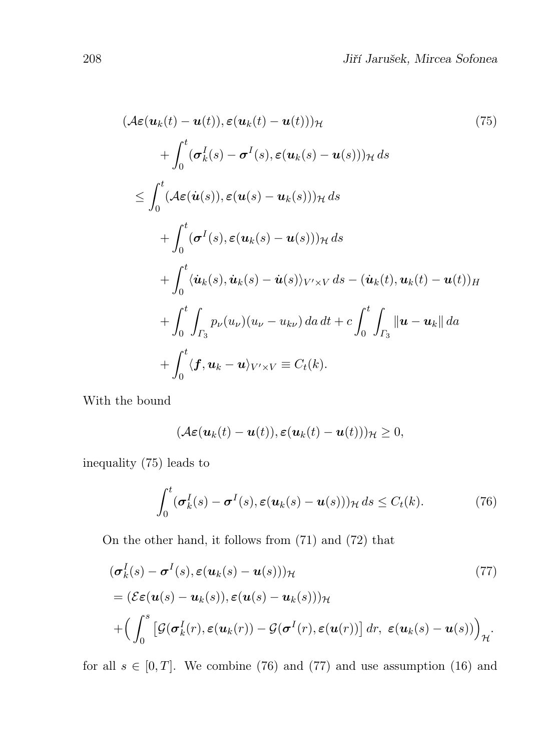$$
\begin{aligned}
&(\mathcal{A}\boldsymbol{\varepsilon}(\boldsymbol{u}_k(t)-\boldsymbol{u}(t)),\boldsymbol{\varepsilon}(\boldsymbol{u}_k(t)-\boldsymbol{u}(t)))_{\mathcal{H}} \\
&\qquad +\int_0^t (\boldsymbol{\sigma}_k^I(s)-\boldsymbol{\sigma}^I(s),\boldsymbol{\varepsilon}(\boldsymbol{u}_k(s)-\boldsymbol{u}(s)))_{\mathcal{H}}\,ds \\
&\leq \int_0^t (\mathcal{A}\boldsymbol{\varepsilon}(\dot{\boldsymbol{u}}(s)),\boldsymbol{\varepsilon}(\boldsymbol{u}(s)-\boldsymbol{u}_k(s)))_{\mathcal{H}}\,ds \\
&\qquad +\int_0^t (\boldsymbol{\sigma}^I(s),\boldsymbol{\varepsilon}(\boldsymbol{u}_k(s)-\boldsymbol{u}(s)))_{\mathcal{H}}\,ds \\
&\qquad +\int_0^t \langle \dot{\boldsymbol{u}}_k(s),\dot{\boldsymbol{u}}_k(s)-\dot{\boldsymbol{u}}(s)\rangle_{V'\times V}\,ds-(\dot{\boldsymbol{u}}_k(t),\boldsymbol{u}_k(t)-\boldsymbol{u}(t))_H \\
&\qquad +\int_0^t\int_{\Gamma_3} p_\nu(u_\nu)(u_\nu-u_{k\nu})\,da\,dt+c\int_0^t\int_{\Gamma_3}\|\boldsymbol{u}-\boldsymbol{u}_k\|\,da \\
&\qquad +\int_0^t \langle \boldsymbol{f},\boldsymbol{u}_k-\boldsymbol{u}\rangle_{V'\times V}\equiv C_t(k).
\end{aligned}
\tag{75}
$$

With the bound

$$
(\mathcal{A}\boldsymbol{\varepsilon}(\boldsymbol{u}_k(t)-\boldsymbol{u}(t)),\boldsymbol{\varepsilon}(\boldsymbol{u}_k(t)-\boldsymbol{u}(t)))_{\mathcal{H}}\geq 0,
$$

inequality (75) leads to

$$
\int_0^t (\boldsymbol{\sigma}_k^I(s)-\boldsymbol{\sigma}^I(s),\boldsymbol{\varepsilon}(\boldsymbol{u}_k(s)-\boldsymbol{u}(s)))_{\mathcal{H}}\,ds\leq C_t(k). \tag{76}
$$

On the other hand, it follows from (71) and (72) that

$$
\begin{aligned}
&(\boldsymbol{\sigma}_k^I(s)-\boldsymbol{\sigma}^I(s),\boldsymbol{\varepsilon}(\boldsymbol{u}_k(s)-\boldsymbol{u}(s)))_{\mathcal{H}} \\
&=(\mathcal{E}\boldsymbol{\varepsilon}(\boldsymbol{u}(s)-\boldsymbol{u}_k(s)),\boldsymbol{\varepsilon}(\boldsymbol{u}(s)-\boldsymbol{u}_k(s)))_{\mathcal{H}} \\
&+\Big(\int_0^s \big[\mathcal{G}(\boldsymbol{\sigma}_k^I(r),\boldsymbol{\varepsilon}(\boldsymbol{u}_k(r))-\mathcal{G}(\boldsymbol{\sigma}^I(r),\boldsymbol{\varepsilon}(\boldsymbol{u}(r))\big]\,dr,\ \boldsymbol{\varepsilon}(\boldsymbol{u}_k(s)-\boldsymbol{u}(s))\Big)_{\mathcal{H}}.
\end{aligned}
\tag{77}
$$

for all $s\in[0,T]$. We combine (76) and (77) and use assumption (16) and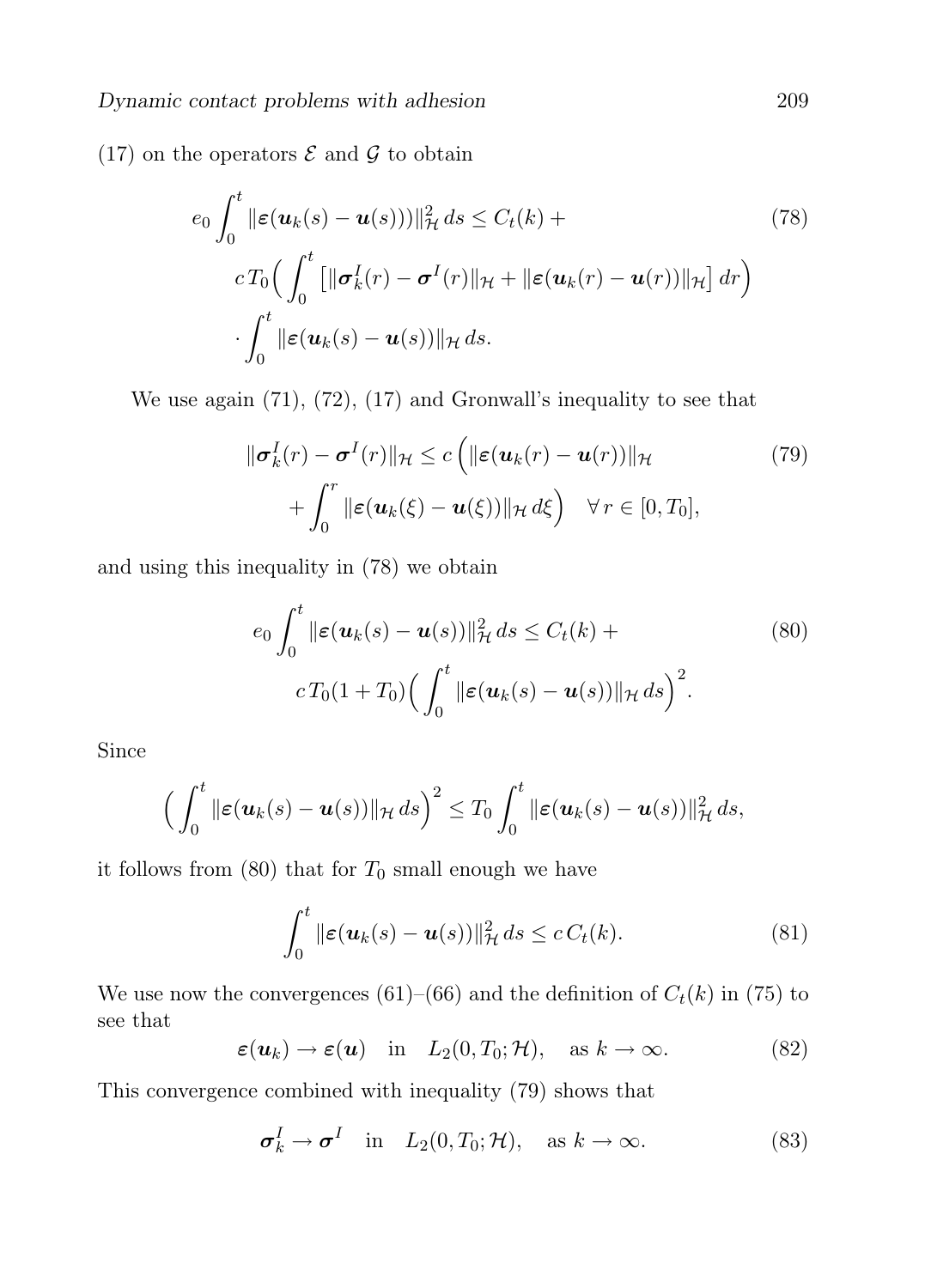(17) on the operators $\mathcal{E}$ and $\mathcal{G}$ to obtain

$$
\begin{aligned}
e_0 \int_0^t \|\boldsymbol{\varepsilon}(\boldsymbol{u}_k(s) - \boldsymbol{u}(s)))\|_{\mathcal{H}}^2 \, ds \le C_t(k) + \\
c\, T_0 \Big( \int_0^t \big[ \|\boldsymbol{\sigma}_k^I(r) - \boldsymbol{\sigma}^I(r)\|_{\mathcal{H}} + \|\boldsymbol{\varepsilon}(\boldsymbol{u}_k(r) - \boldsymbol{u}(r))\|_{\mathcal{H}} \big] \, dr \Big) \\
\cdot \int_0^t \|\boldsymbol{\varepsilon}(\boldsymbol{u}_k(s) - \boldsymbol{u}(s))\|_{\mathcal{H}} \, ds.
\end{aligned} \tag{78}
$$

We use again (71), (72), (17) and Gronwall's inequality to see that

$$
\begin{aligned}
\|\boldsymbol{\sigma}_k^I(r) - \boldsymbol{\sigma}^I(r)\|_{\mathcal{H}} \le c \Big( \|\boldsymbol{\varepsilon}(\boldsymbol{u}_k(r) - \boldsymbol{u}(r))\|_{\mathcal{H}} \\
+ \int_0^r \|\boldsymbol{\varepsilon}(\boldsymbol{u}_k(\xi) - \boldsymbol{u}(\xi))\|_{\mathcal{H}} \, d\xi \Big) \quad \forall\, r \in [0, T_0],
\end{aligned} \tag{79}
$$

and using this inequality in (78) we obtain

$$
\begin{aligned}
e_0 \int_0^t \|\boldsymbol{\varepsilon}(\boldsymbol{u}_k(s) - \boldsymbol{u}(s))\|_{\mathcal{H}}^2 \, ds \le C_t(k) + \\
c\, T_0 (1 + T_0) \Big( \int_0^t \|\boldsymbol{\varepsilon}(\boldsymbol{u}_k(s) - \boldsymbol{u}(s))\|_{\mathcal{H}} \, ds \Big)^2.
\end{aligned} \tag{80}
$$

Since

$$
\Big( \int_0^t \|\boldsymbol{\varepsilon}(\boldsymbol{u}_k(s) - \boldsymbol{u}(s))\|_{\mathcal{H}} \, ds \Big)^2 \le T_0 \int_0^t \|\boldsymbol{\varepsilon}(\boldsymbol{u}_k(s) - \boldsymbol{u}(s))\|_{\mathcal{H}}^2 \, ds,
$$

it follows from (80) that for $T_0$ small enough we have

$$
\int_0^t \|\boldsymbol{\varepsilon}(\boldsymbol{u}_k(s) - \boldsymbol{u}(s))\|_{\mathcal{H}}^2 \, ds \le c\, C_t(k). \tag{81}
$$

We use now the convergences (61)–(66) and the definition of $C_t(k)$ in (75) to see that

$$
\boldsymbol{\varepsilon}(\boldsymbol{u}_k) \to \boldsymbol{\varepsilon}(\boldsymbol{u}) \quad \text{in} \quad L_2(0, T_0; \mathcal{H}), \quad \text{as } k \to \infty. \tag{82}
$$

This convergence combined with inequality (79) shows that

$$
\boldsymbol{\sigma}_k^I \to \boldsymbol{\sigma}^I \quad \text{in} \quad L_2(0, T_0; \mathcal{H}), \quad \text{as } k \to \infty. \tag{83}
$$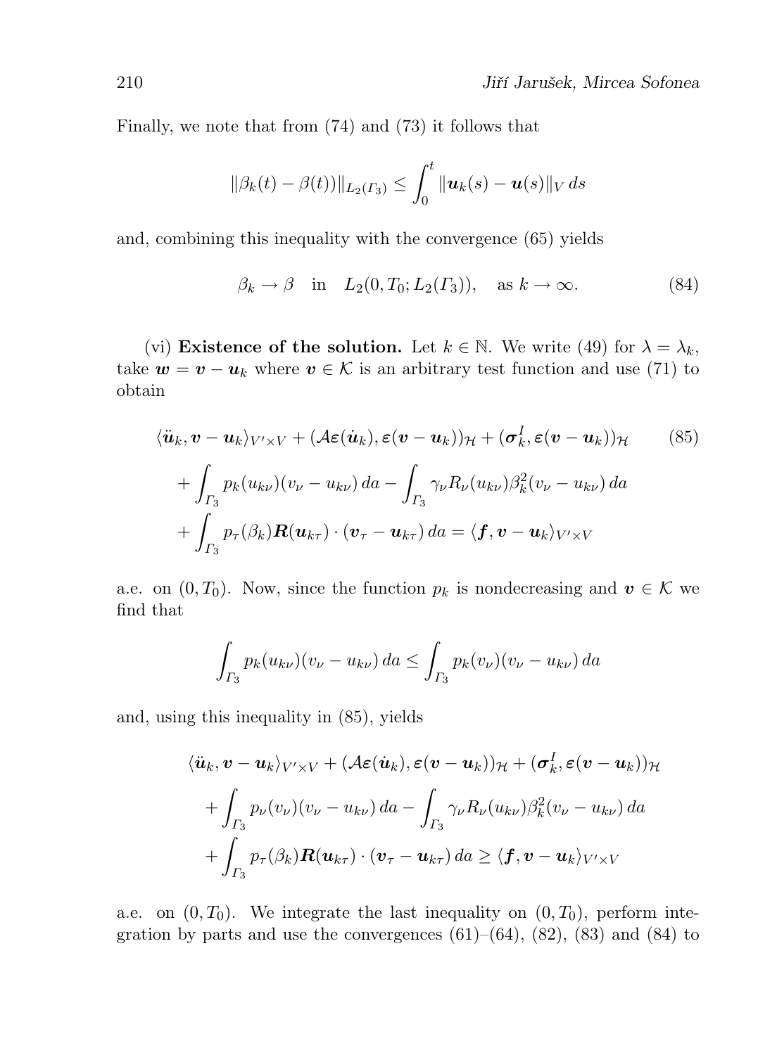Finally, we note that from (74) and (73) it follows that

$$\|\beta_k(t) - \beta(t))\|_{L_2(\Gamma_3)} \leq \int_0^t \|\boldsymbol{u}_k(s) - \boldsymbol{u}(s)\|_V \, ds$$

and, combining this inequality with the convergence (65) yields

$$\beta_k \to \beta \quad \text{in} \quad L_2(0, T_0; L_2(\Gamma_3)), \quad \text{as } k \to \infty. \tag{84}$$

(vi) **Existence of the solution.** Let $k \in \mathbb{N}$. We write (49) for $\lambda = \lambda_k$, take $\boldsymbol{w} = \boldsymbol{v} - \boldsymbol{u}_k$ where $\boldsymbol{v} \in \mathcal{K}$ is an arbitrary test function and use (71) to obtain

$$\begin{aligned}
&\langle \ddot{\boldsymbol{u}}_k, \boldsymbol{v} - \boldsymbol{u}_k \rangle_{V' \times V} + (\mathcal{A}\boldsymbol{\varepsilon}(\dot{\boldsymbol{u}}_k), \boldsymbol{\varepsilon}(\boldsymbol{v} - \boldsymbol{u}_k))_{\mathcal{H}} + (\boldsymbol{\sigma}_k^I, \boldsymbol{\varepsilon}(\boldsymbol{v} - \boldsymbol{u}_k))_{\mathcal{H}} \\
&\quad + \int_{\Gamma_3} p_k(u_{k\nu})(v_\nu - u_{k\nu}) \, da - \int_{\Gamma_3} \gamma_\nu R_\nu(u_{k\nu}) \beta_k^2 (v_\nu - u_{k\nu}) \, da \\
&\quad + \int_{\Gamma_3} p_\tau(\beta_k) \boldsymbol{R}(\boldsymbol{u}_{k\tau}) \cdot (\boldsymbol{v}_\tau - \boldsymbol{u}_{k\tau}) \, da = \langle \boldsymbol{f}, \boldsymbol{v} - \boldsymbol{u}_k \rangle_{V' \times V}
\end{aligned} \tag{85}$$

a.e. on $(0, T_0)$. Now, since the function $p_k$ is nondecreasing and $\boldsymbol{v} \in \mathcal{K}$ we find that

$$\int_{\Gamma_3} p_k(u_{k\nu})(v_\nu - u_{k\nu}) \, da \leq \int_{\Gamma_3} p_k(v_\nu)(v_\nu - u_{k\nu}) \, da$$

and, using this inequality in (85), yields

$$\begin{aligned}
&\langle \ddot{\boldsymbol{u}}_k, \boldsymbol{v} - \boldsymbol{u}_k \rangle_{V' \times V} + (\mathcal{A}\boldsymbol{\varepsilon}(\dot{\boldsymbol{u}}_k), \boldsymbol{\varepsilon}(\boldsymbol{v} - \boldsymbol{u}_k))_{\mathcal{H}} + (\boldsymbol{\sigma}_k^I, \boldsymbol{\varepsilon}(\boldsymbol{v} - \boldsymbol{u}_k))_{\mathcal{H}} \\
&\quad + \int_{\Gamma_3} p_\nu(v_\nu)(v_\nu - u_{k\nu}) \, da - \int_{\Gamma_3} \gamma_\nu R_\nu(u_{k\nu}) \beta_k^2 (v_\nu - u_{k\nu}) \, da \\
&\quad + \int_{\Gamma_3} p_\tau(\beta_k) \boldsymbol{R}(\boldsymbol{u}_{k\tau}) \cdot (\boldsymbol{v}_\tau - \boldsymbol{u}_{k\tau}) \, da \geq \langle \boldsymbol{f}, \boldsymbol{v} - \boldsymbol{u}_k \rangle_{V' \times V}
\end{aligned}$$

a.e. on $(0, T_0)$. We integrate the last inequality on $(0, T_0)$, perform integration by parts and use the convergences (61)–(64), (82), (83) and (84) to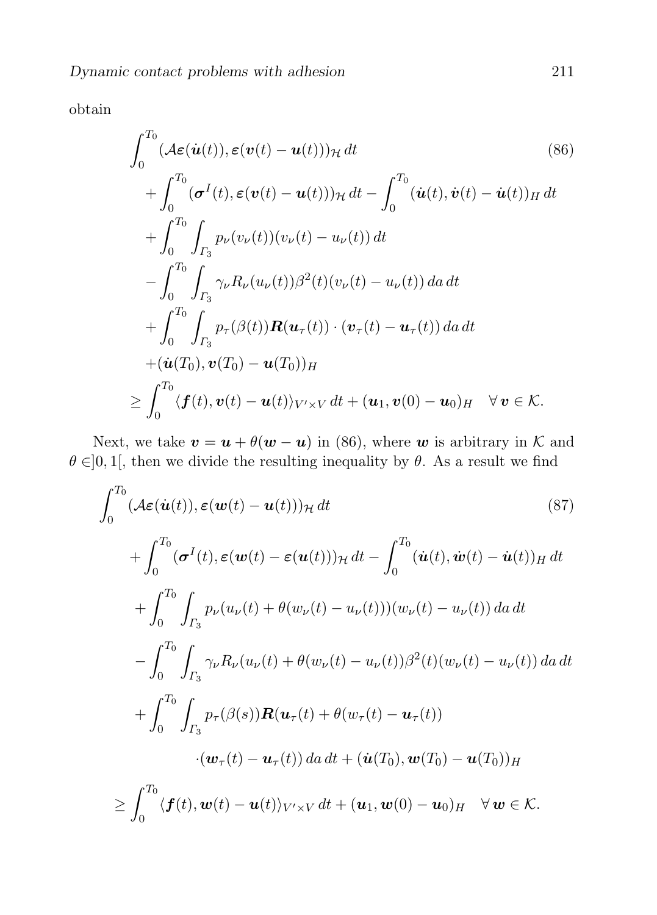obtain

$$
\begin{aligned}
&\int_0^{T_0} (\mathcal{A}\boldsymbol{\varepsilon}(\dot{\boldsymbol{u}}(t)), \boldsymbol{\varepsilon}(\boldsymbol{v}(t) - \boldsymbol{u}(t)))_{\mathcal{H}}\, dt \\
&\quad + \int_0^{T_0} (\boldsymbol{\sigma}^I(t), \boldsymbol{\varepsilon}(\boldsymbol{v}(t) - \boldsymbol{u}(t)))_{\mathcal{H}}\, dt - \int_0^{T_0} (\dot{\boldsymbol{u}}(t), \dot{\boldsymbol{v}}(t) - \dot{\boldsymbol{u}}(t))_H\, dt \\
&\quad + \int_0^{T_0} \int_{\Gamma_3} p_\nu(v_\nu(t))(v_\nu(t) - u_\nu(t))\, dt \\
&\quad - \int_0^{T_0} \int_{\Gamma_3} \gamma_\nu R_\nu(u_\nu(t))\beta^2(t)(v_\nu(t) - u_\nu(t))\, da\, dt \\
&\quad + \int_0^{T_0} \int_{\Gamma_3} p_\tau(\beta(t))\boldsymbol{R}(\boldsymbol{u}_\tau(t)) \cdot (\boldsymbol{v}_\tau(t) - \boldsymbol{u}_\tau(t))\, da\, dt \\
&\quad + (\dot{\boldsymbol{u}}(T_0), \boldsymbol{v}(T_0) - \boldsymbol{u}(T_0))_H \\
&\geq \int_0^{T_0} \langle \boldsymbol{f}(t), \boldsymbol{v}(t) - \boldsymbol{u}(t)\rangle_{V' \times V}\, dt + (\boldsymbol{u}_1, \boldsymbol{v}(0) - \boldsymbol{u}_0)_H \quad \forall\, \boldsymbol{v} \in \mathcal{K}.
\end{aligned}
\tag{86}
$$

Next, we take $\boldsymbol{v} = \boldsymbol{u} + \theta(\boldsymbol{w} - \boldsymbol{u})$ in (86), where $\boldsymbol{w}$ is arbitrary in $\mathcal{K}$ and $\theta \in ]0, 1[$, then we divide the resulting inequality by $\theta$. As a result we find

$$
\begin{aligned}
&\int_0^{T_0} (\mathcal{A}\boldsymbol{\varepsilon}(\dot{\boldsymbol{u}}(t)), \boldsymbol{\varepsilon}(\boldsymbol{w}(t) - \boldsymbol{u}(t)))_{\mathcal{H}}\, dt \\
&\quad + \int_0^{T_0} (\boldsymbol{\sigma}^I(t), \boldsymbol{\varepsilon}(\boldsymbol{w}(t) - \boldsymbol{\varepsilon}(\boldsymbol{u}(t)))_{\mathcal{H}}\, dt - \int_0^{T_0} (\dot{\boldsymbol{u}}(t), \dot{\boldsymbol{w}}(t) - \dot{\boldsymbol{u}}(t))_H\, dt \\
&\quad + \int_0^{T_0} \int_{\Gamma_3} p_\nu(u_\nu(t) + \theta(w_\nu(t) - u_\nu(t)))(w_\nu(t) - u_\nu(t))\, da\, dt \\
&\quad - \int_0^{T_0} \int_{\Gamma_3} \gamma_\nu R_\nu(u_\nu(t) + \theta(w_\nu(t) - u_\nu(t))\beta^2(t)(w_\nu(t) - u_\nu(t))\, da\, dt \\
&\quad + \int_0^{T_0} \int_{\Gamma_3} p_\tau(\beta(s))\boldsymbol{R}(\boldsymbol{u}_\tau(t) + \theta(w_\tau(t) - \boldsymbol{u}_\tau(t)) \\
&\qquad \cdot (\boldsymbol{w}_\tau(t) - \boldsymbol{u}_\tau(t))\, da\, dt + (\dot{\boldsymbol{u}}(T_0), \boldsymbol{w}(T_0) - \boldsymbol{u}(T_0))_H \\
&\geq \int_0^{T_0} \langle \boldsymbol{f}(t), \boldsymbol{w}(t) - \boldsymbol{u}(t)\rangle_{V' \times V}\, dt + (\boldsymbol{u}_1, \boldsymbol{w}(0) - \boldsymbol{u}_0)_H \quad \forall\, \boldsymbol{w} \in \mathcal{K}.
\end{aligned}
\tag{87}
$$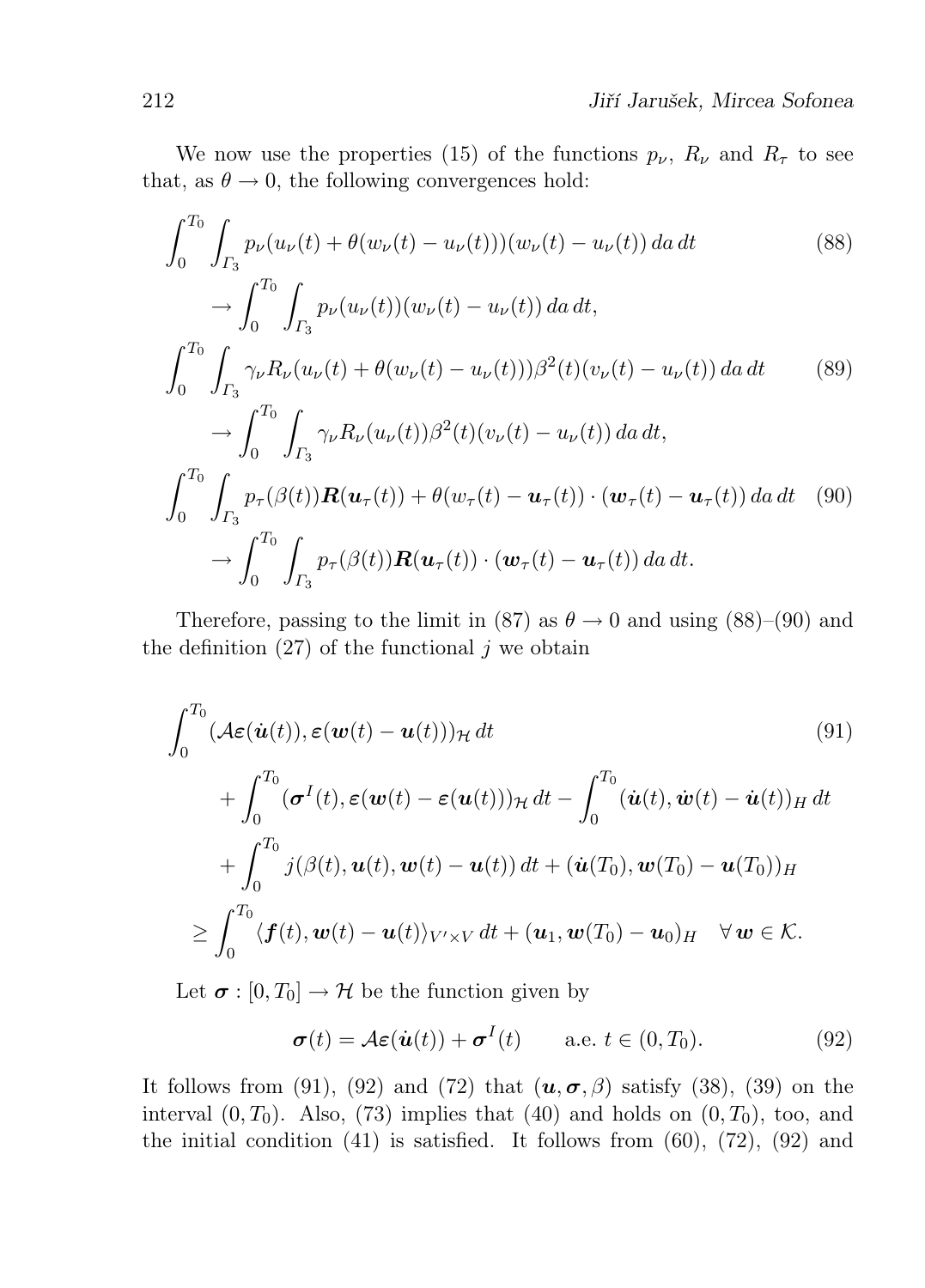We now use the properties (15) of the functions $p_\nu$, $R_\nu$ and $R_\tau$ to see that, as $\theta \to 0$, the following convergences hold:

$$
\begin{aligned}
&\int_0^{T_0} \int_{\Gamma_3} p_\nu(u_\nu(t) + \theta(w_\nu(t) - u_\nu(t)))(w_\nu(t) - u_\nu(t))\, da\, dt \qquad (88)\\
&\qquad \to \int_0^{T_0} \int_{\Gamma_3} p_\nu(u_\nu(t))(w_\nu(t) - u_\nu(t))\, da\, dt,\\
&\int_0^{T_0} \int_{\Gamma_3} \gamma_\nu R_\nu(u_\nu(t) + \theta(w_\nu(t) - u_\nu(t)))\beta^2(t)(v_\nu(t) - u_\nu(t))\, da\, dt \qquad (89)\\
&\qquad \to \int_0^{T_0} \int_{\Gamma_3} \gamma_\nu R_\nu(u_\nu(t))\beta^2(t)(v_\nu(t) - u_\nu(t))\, da\, dt,\\
&\int_0^{T_0} \int_{\Gamma_3} p_\tau(\beta(t))\boldsymbol{R}(\boldsymbol{u}_\tau(t)) + \theta(w_\tau(t) - \boldsymbol{u}_\tau(t)) \cdot (\boldsymbol{w}_\tau(t) - \boldsymbol{u}_\tau(t))\, da\, dt \qquad (90)\\
&\qquad \to \int_0^{T_0} \int_{\Gamma_3} p_\tau(\beta(t))\boldsymbol{R}(\boldsymbol{u}_\tau(t)) \cdot (\boldsymbol{w}_\tau(t) - \boldsymbol{u}_\tau(t))\, da\, dt.
\end{aligned}
$$

Therefore, passing to the limit in (87) as $\theta \to 0$ and using (88)–(90) and the definition (27) of the functional $j$ we obtain

$$
\begin{aligned}
&\int_0^{T_0} (\mathcal{A}\boldsymbol{\varepsilon}(\dot{\boldsymbol{u}}(t)), \boldsymbol{\varepsilon}(\boldsymbol{w}(t) - \boldsymbol{u}(t)))_{\mathcal{H}}\, dt \qquad (91)\\
&\quad + \int_0^{T_0} (\boldsymbol{\sigma}^I(t), \boldsymbol{\varepsilon}(\boldsymbol{w}(t) - \boldsymbol{\varepsilon}(\boldsymbol{u}(t)))_{\mathcal{H}}\, dt - \int_0^{T_0} (\dot{\boldsymbol{u}}(t), \dot{\boldsymbol{w}}(t) - \dot{\boldsymbol{u}}(t))_H\, dt\\
&\quad + \int_0^{T_0} j(\beta(t), \boldsymbol{u}(t), \boldsymbol{w}(t) - \boldsymbol{u}(t))\, dt + (\dot{\boldsymbol{u}}(T_0), \boldsymbol{w}(T_0) - \boldsymbol{u}(T_0))_H\\
&\geq \int_0^{T_0} \langle \boldsymbol{f}(t), \boldsymbol{w}(t) - \boldsymbol{u}(t)\rangle_{V' \times V}\, dt + (\boldsymbol{u}_1, \boldsymbol{w}(T_0) - \boldsymbol{u}_0)_H \quad \forall\, \boldsymbol{w} \in \mathcal{K}.
\end{aligned}
$$

Let $\boldsymbol{\sigma} : [0, T_0] \to \mathcal{H}$ be the function given by

$$
\boldsymbol{\sigma}(t) = \mathcal{A}\boldsymbol{\varepsilon}(\dot{\boldsymbol{u}}(t)) + \boldsymbol{\sigma}^I(t) \qquad \text{a.e. } t \in (0, T_0). \qquad (92)
$$

It follows from (91), (92) and (72) that $(\boldsymbol{u}, \boldsymbol{\sigma}, \beta)$ satisfy (38), (39) on the interval $(0, T_0)$. Also, (73) implies that (40) and holds on $(0, T_0)$, too, and the initial condition (41) is satisfied. It follows from (60), (72), (92) and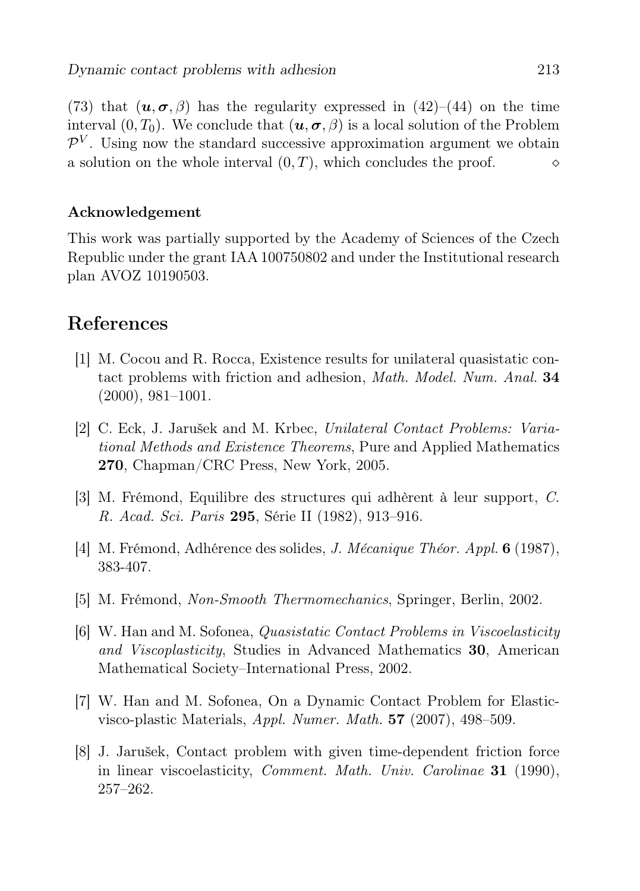(73) that $(\boldsymbol{u}, \boldsymbol{\sigma}, \beta)$ has the regularity expressed in (42)–(44) on the time interval $(0, T_0)$. We conclude that $(\boldsymbol{u}, \boldsymbol{\sigma}, \beta)$ is a local solution of the Problem $\mathcal{P}^V$. Using now the standard successive approximation argument we obtain a solution on the whole interval $(0, T)$, which concludes the proof. $\diamond$

#### Acknowledgement

This work was partially supported by the Academy of Sciences of the Czech Republic under the grant IAA 100750802 and under the Institutional research plan AVOZ 10190503.

## References

[1] M. Cocou and R. Rocca, Existence results for unilateral quasistatic contact problems with friction and adhesion, *Math. Model. Num. Anal.* **34** (2000), 981–1001.

[2] C. Eck, J. Jarušek and M. Krbec, *Unilateral Contact Problems: Variational Methods and Existence Theorems*, Pure and Applied Mathematics **270**, Chapman/CRC Press, New York, 2005.

[3] M. Frémond, Equilibre des structures qui adhèrent à leur support, *C. R. Acad. Sci. Paris* **295**, Série II (1982), 913–916.

[4] M. Frémond, Adhérence des solides, *J. Mécanique Théor. Appl.* **6** (1987), 383-407.

[5] M. Frémond, *Non-Smooth Thermomechanics*, Springer, Berlin, 2002.

[6] W. Han and M. Sofonea, *Quasistatic Contact Problems in Viscoelasticity and Viscoplasticity*, Studies in Advanced Mathematics **30**, American Mathematical Society–International Press, 2002.

[7] W. Han and M. Sofonea, On a Dynamic Contact Problem for Elastic-visco-plastic Materials, *Appl. Numer. Math.* **57** (2007), 498–509.

[8] J. Jarušek, Contact problem with given time-dependent friction force in linear viscoelasticity, *Comment. Math. Univ. Carolinae* **31** (1990), 257–262.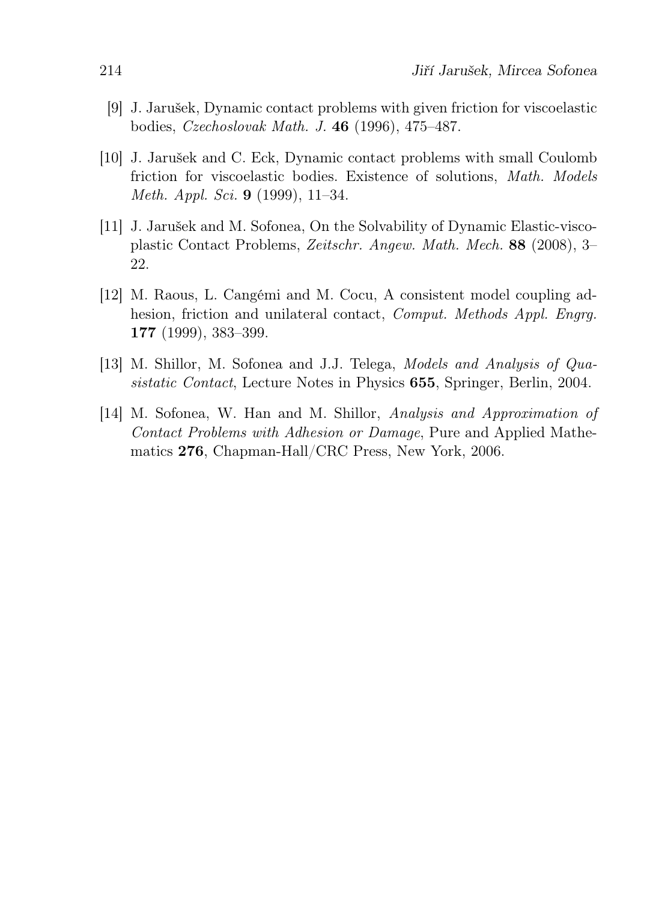[9] J. Jarušek, Dynamic contact problems with given friction for viscoelastic bodies, *Czechoslovak Math. J.* **46** (1996), 475–487.

[10] J. Jarušek and C. Eck, Dynamic contact problems with small Coulomb friction for viscoelastic bodies. Existence of solutions, *Math. Models Meth. Appl. Sci.* **9** (1999), 11–34.

[11] J. Jarušek and M. Sofonea, On the Solvability of Dynamic Elastic-visco-plastic Contact Problems, *Zeitschr. Angew. Math. Mech.* **88** (2008), 3–22.

[12] M. Raous, L. Cangémi and M. Cocu, A consistent model coupling adhesion, friction and unilateral contact, *Comput. Methods Appl. Engrg.* **177** (1999), 383–399.

[13] M. Shillor, M. Sofonea and J.J. Telega, *Models and Analysis of Quasistatic Contact*, Lecture Notes in Physics **655**, Springer, Berlin, 2004.

[14] M. Sofonea, W. Han and M. Shillor, *Analysis and Approximation of Contact Problems with Adhesion or Damage*, Pure and Applied Mathematics **276**, Chapman-Hall/CRC Press, New York, 2006.